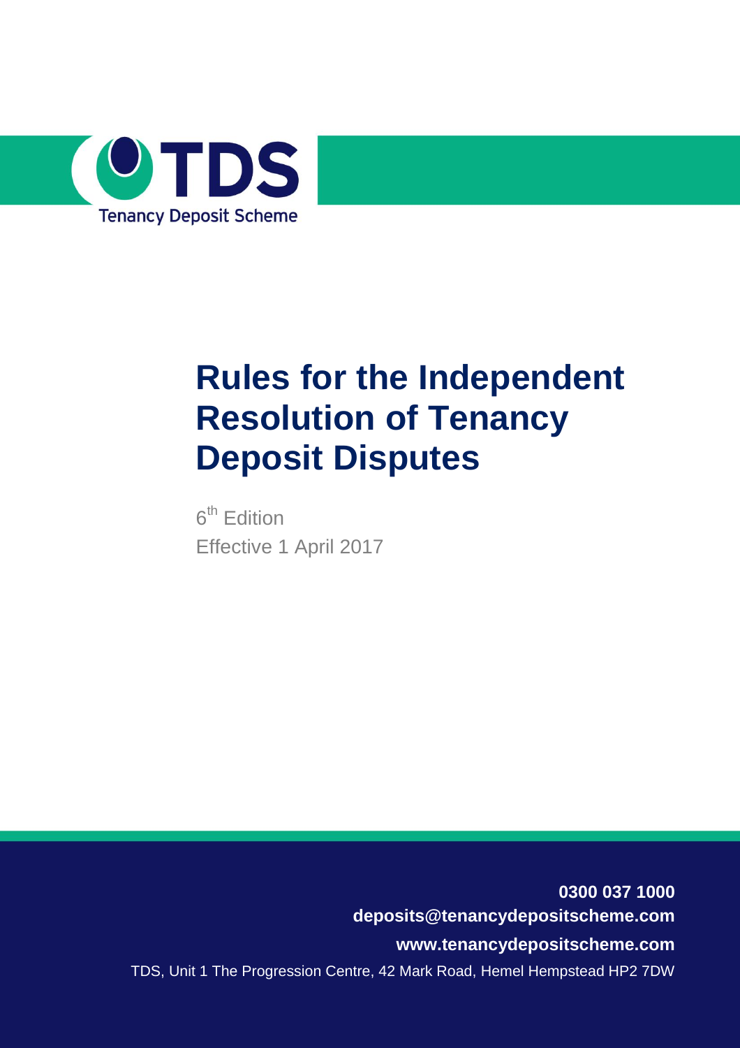TDS

Tenancy Deposit Scheme

# Rules for the Independent Resolution of Tenancy Deposit Disputes

6th Edition

Effective 1 April 2017

**0300 037 1000**

**deposits@tenancydepositscheme.com**

**www.tenancydepositscheme.com**

TDS, Unit 1 The Progression Centre, 42 Mark Road, Hemel Hempstead HP2 7DW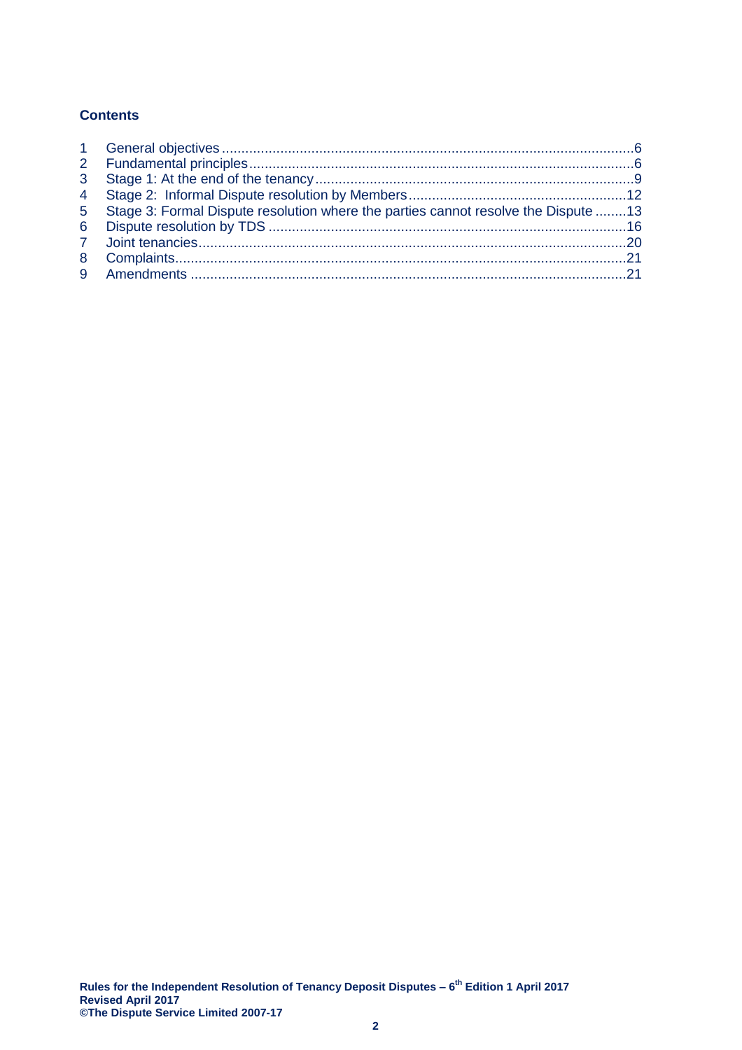## Contents

1 General objectives ........................................................................................................6
2 Fundamental principles...................................................................................................6
3 Stage 1: At the end of the tenancy..................................................................................9
4 Stage 2: Informal Dispute resolution by Members........................................................12
5 Stage 3: Formal Dispute resolution where the parties cannot resolve the Dispute ........13
6 Dispute resolution by TDS ............................................................................................16
7 Joint tenancies..............................................................................................................20
8 Complaints....................................................................................................................21
9 Amendments ................................................................................................................21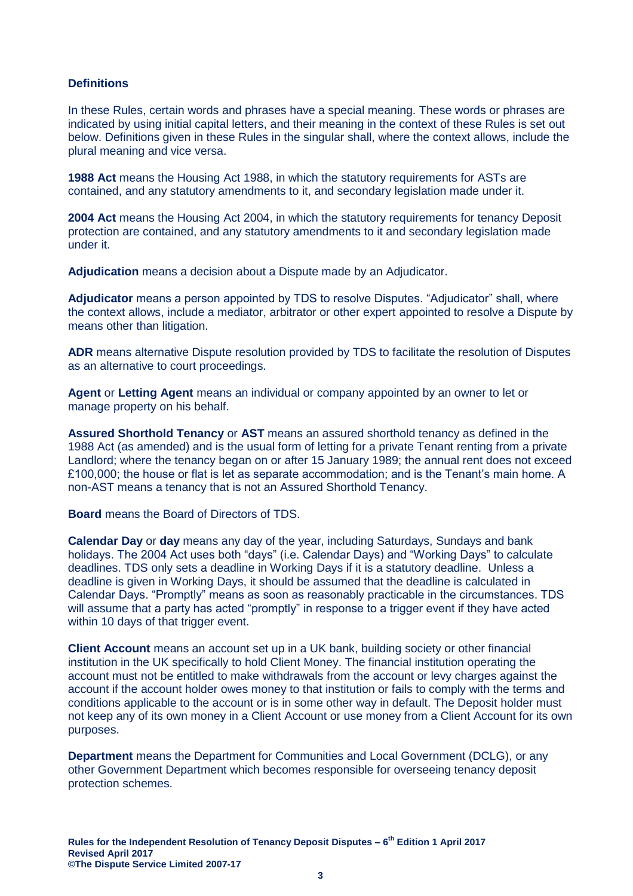## Definitions

In these Rules, certain words and phrases have a special meaning. These words or phrases are indicated by using initial capital letters, and their meaning in the context of these Rules is set out below. Definitions given in these Rules in the singular shall, where the context allows, include the plural meaning and vice versa.

**1988 Act** means the Housing Act 1988, in which the statutory requirements for ASTs are contained, and any statutory amendments to it, and secondary legislation made under it.

**2004 Act** means the Housing Act 2004, in which the statutory requirements for tenancy Deposit protection are contained, and any statutory amendments to it and secondary legislation made under it.

**Adjudication** means a decision about a Dispute made by an Adjudicator.

**Adjudicator** means a person appointed by TDS to resolve Disputes. "Adjudicator" shall, where the context allows, include a mediator, arbitrator or other expert appointed to resolve a Dispute by means other than litigation.

**ADR** means alternative Dispute resolution provided by TDS to facilitate the resolution of Disputes as an alternative to court proceedings.

**Agent** or **Letting Agent** means an individual or company appointed by an owner to let or manage property on his behalf.

**Assured Shorthold Tenancy** or **AST** means an assured shorthold tenancy as defined in the 1988 Act (as amended) and is the usual form of letting for a private Tenant renting from a private Landlord; where the tenancy began on or after 15 January 1989; the annual rent does not exceed £100,000; the house or flat is let as separate accommodation; and is the Tenant's main home. A non-AST means a tenancy that is not an Assured Shorthold Tenancy.

**Board** means the Board of Directors of TDS.

**Calendar Day** or **day** means any day of the year, including Saturdays, Sundays and bank holidays. The 2004 Act uses both "days" (i.e. Calendar Days) and "Working Days" to calculate deadlines. TDS only sets a deadline in Working Days if it is a statutory deadline. Unless a deadline is given in Working Days, it should be assumed that the deadline is calculated in Calendar Days. "Promptly" means as soon as reasonably practicable in the circumstances. TDS will assume that a party has acted "promptly" in response to a trigger event if they have acted within 10 days of that trigger event.

**Client Account** means an account set up in a UK bank, building society or other financial institution in the UK specifically to hold Client Money. The financial institution operating the account must not be entitled to make withdrawals from the account or levy charges against the account if the account holder owes money to that institution or fails to comply with the terms and conditions applicable to the account or is in some other way in default. The Deposit holder must not keep any of its own money in a Client Account or use money from a Client Account for its own purposes.

**Department** means the Department for Communities and Local Government (DCLG), or any other Government Department which becomes responsible for overseeing tenancy deposit protection schemes.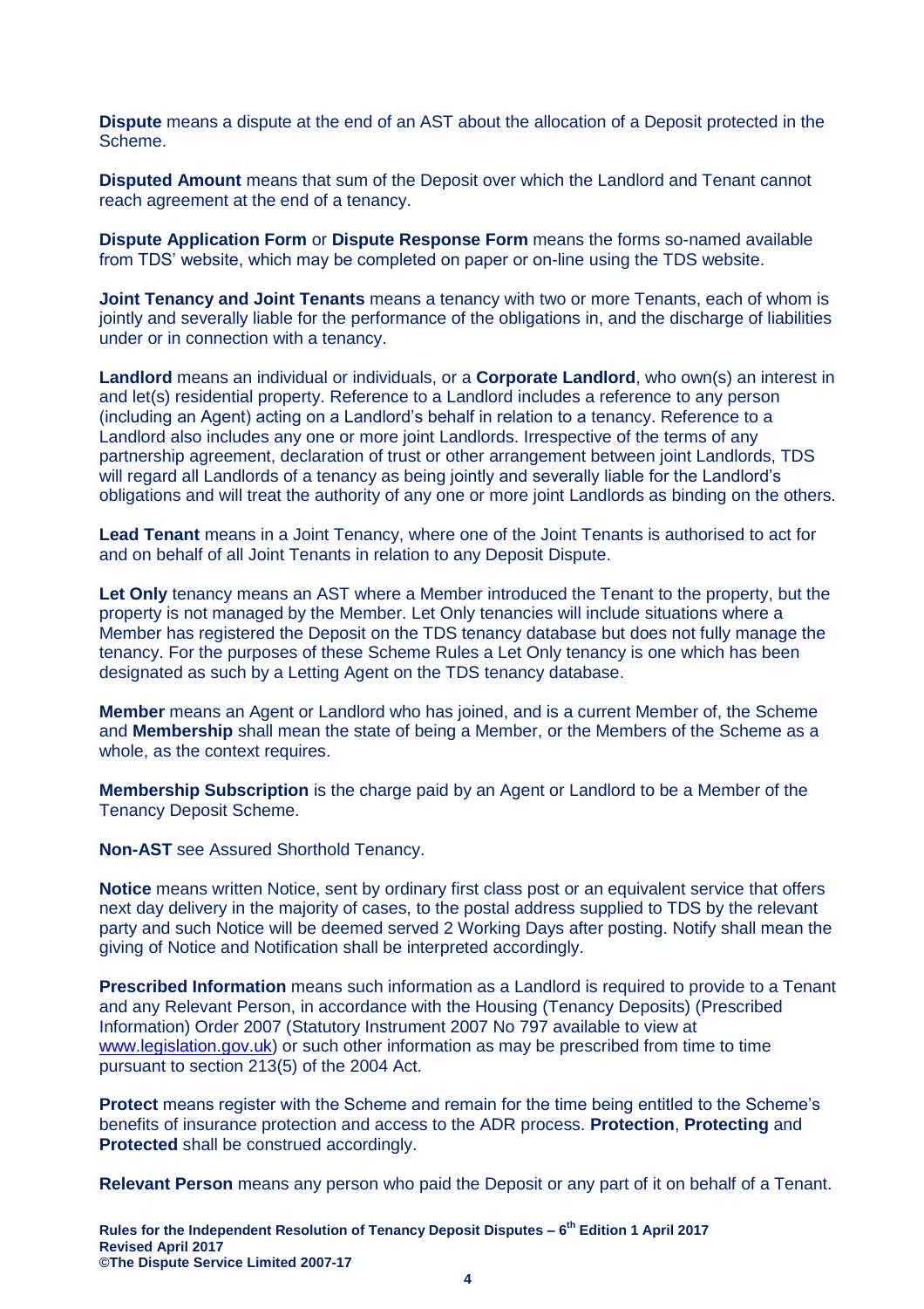**Dispute** means a dispute at the end of an AST about the allocation of a Deposit protected in the Scheme.

**Disputed Amount** means that sum of the Deposit over which the Landlord and Tenant cannot reach agreement at the end of a tenancy.

**Dispute Application Form** or **Dispute Response Form** means the forms so-named available from TDS' website, which may be completed on paper or on-line using the TDS website.

**Joint Tenancy and Joint Tenants** means a tenancy with two or more Tenants, each of whom is jointly and severally liable for the performance of the obligations in, and the discharge of liabilities under or in connection with a tenancy.

**Landlord** means an individual or individuals, or a **Corporate Landlord**, who own(s) an interest in and let(s) residential property. Reference to a Landlord includes a reference to any person (including an Agent) acting on a Landlord's behalf in relation to a tenancy. Reference to a Landlord also includes any one or more joint Landlords. Irrespective of the terms of any partnership agreement, declaration of trust or other arrangement between joint Landlords, TDS will regard all Landlords of a tenancy as being jointly and severally liable for the Landlord's obligations and will treat the authority of any one or more joint Landlords as binding on the others.

**Lead Tenant** means in a Joint Tenancy, where one of the Joint Tenants is authorised to act for and on behalf of all Joint Tenants in relation to any Deposit Dispute.

**Let Only** tenancy means an AST where a Member introduced the Tenant to the property, but the property is not managed by the Member. Let Only tenancies will include situations where a Member has registered the Deposit on the TDS tenancy database but does not fully manage the tenancy. For the purposes of these Scheme Rules a Let Only tenancy is one which has been designated as such by a Letting Agent on the TDS tenancy database.

**Member** means an Agent or Landlord who has joined, and is a current Member of, the Scheme and **Membership** shall mean the state of being a Member, or the Members of the Scheme as a whole, as the context requires.

**Membership Subscription** is the charge paid by an Agent or Landlord to be a Member of the Tenancy Deposit Scheme.

**Non-AST** see Assured Shorthold Tenancy.

**Notice** means written Notice, sent by ordinary first class post or an equivalent service that offers next day delivery in the majority of cases, to the postal address supplied to TDS by the relevant party and such Notice will be deemed served 2 Working Days after posting. Notify shall mean the giving of Notice and Notification shall be interpreted accordingly.

**Prescribed Information** means such information as a Landlord is required to provide to a Tenant and any Relevant Person, in accordance with the Housing (Tenancy Deposits) (Prescribed Information) Order 2007 (Statutory Instrument 2007 No 797 available to view at www.legislation.gov.uk) or such other information as may be prescribed from time to time pursuant to section 213(5) of the 2004 Act.

**Protect** means register with the Scheme and remain for the time being entitled to the Scheme's benefits of insurance protection and access to the ADR process. **Protection**, **Protecting** and **Protected** shall be construed accordingly.

**Relevant Person** means any person who paid the Deposit or any part of it on behalf of a Tenant.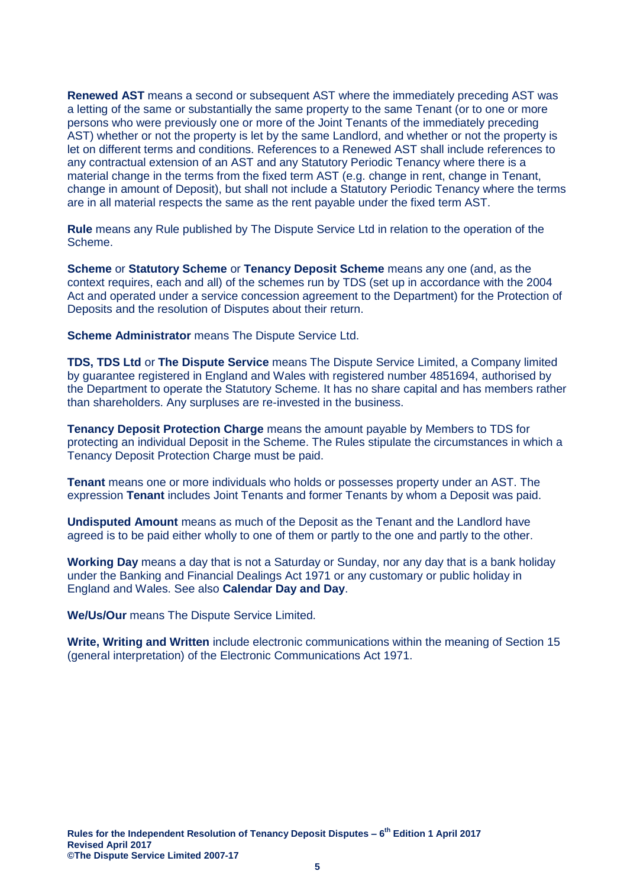**Renewed AST** means a second or subsequent AST where the immediately preceding AST was a letting of the same or substantially the same property to the same Tenant (or to one or more persons who were previously one or more of the Joint Tenants of the immediately preceding AST) whether or not the property is let by the same Landlord, and whether or not the property is let on different terms and conditions. References to a Renewed AST shall include references to any contractual extension of an AST and any Statutory Periodic Tenancy where there is a material change in the terms from the fixed term AST (e.g. change in rent, change in Tenant, change in amount of Deposit), but shall not include a Statutory Periodic Tenancy where the terms are in all material respects the same as the rent payable under the fixed term AST.

**Rule** means any Rule published by The Dispute Service Ltd in relation to the operation of the Scheme.

**Scheme** or **Statutory Scheme** or **Tenancy Deposit Scheme** means any one (and, as the context requires, each and all) of the schemes run by TDS (set up in accordance with the 2004 Act and operated under a service concession agreement to the Department) for the Protection of Deposits and the resolution of Disputes about their return.

**Scheme Administrator** means The Dispute Service Ltd.

**TDS, TDS Ltd** or **The Dispute Service** means The Dispute Service Limited, a Company limited by guarantee registered in England and Wales with registered number 4851694, authorised by the Department to operate the Statutory Scheme. It has no share capital and has members rather than shareholders. Any surpluses are re-invested in the business.

**Tenancy Deposit Protection Charge** means the amount payable by Members to TDS for protecting an individual Deposit in the Scheme. The Rules stipulate the circumstances in which a Tenancy Deposit Protection Charge must be paid.

**Tenant** means one or more individuals who holds or possesses property under an AST. The expression **Tenant** includes Joint Tenants and former Tenants by whom a Deposit was paid.

**Undisputed Amount** means as much of the Deposit as the Tenant and the Landlord have agreed is to be paid either wholly to one of them or partly to the one and partly to the other.

**Working Day** means a day that is not a Saturday or Sunday, nor any day that is a bank holiday under the Banking and Financial Dealings Act 1971 or any customary or public holiday in England and Wales. See also **Calendar Day and Day**.

**We/Us/Our** means The Dispute Service Limited.

**Write, Writing and Written** include electronic communications within the meaning of Section 15 (general interpretation) of the Electronic Communications Act 1971.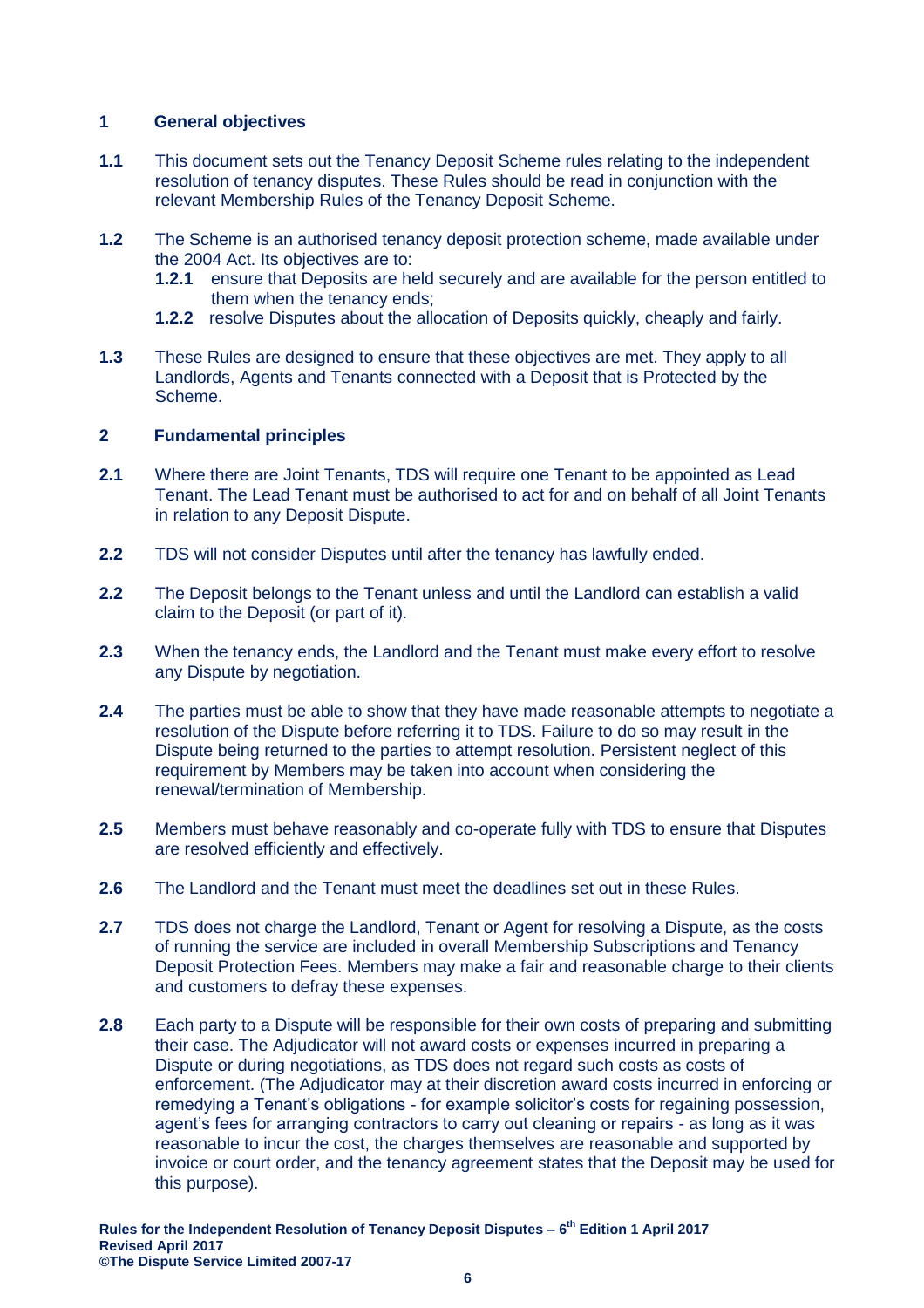## 1 General objectives

**1.1** This document sets out the Tenancy Deposit Scheme rules relating to the independent resolution of tenancy disputes. These Rules should be read in conjunction with the relevant Membership Rules of the Tenancy Deposit Scheme.

**1.2** The Scheme is an authorised tenancy deposit protection scheme, made available under the 2004 Act. Its objectives are to:

- **1.2.1** ensure that Deposits are held securely and are available for the person entitled to them when the tenancy ends;
- **1.2.2** resolve Disputes about the allocation of Deposits quickly, cheaply and fairly.

**1.3** These Rules are designed to ensure that these objectives are met. They apply to all Landlords, Agents and Tenants connected with a Deposit that is Protected by the Scheme.

## 2 Fundamental principles

**2.1** Where there are Joint Tenants, TDS will require one Tenant to be appointed as Lead Tenant. The Lead Tenant must be authorised to act for and on behalf of all Joint Tenants in relation to any Deposit Dispute.

**2.2** TDS will not consider Disputes until after the tenancy has lawfully ended.

**2.2** The Deposit belongs to the Tenant unless and until the Landlord can establish a valid claim to the Deposit (or part of it).

**2.3** When the tenancy ends, the Landlord and the Tenant must make every effort to resolve any Dispute by negotiation.

**2.4** The parties must be able to show that they have made reasonable attempts to negotiate a resolution of the Dispute before referring it to TDS. Failure to do so may result in the Dispute being returned to the parties to attempt resolution. Persistent neglect of this requirement by Members may be taken into account when considering the renewal/termination of Membership.

**2.5** Members must behave reasonably and co-operate fully with TDS to ensure that Disputes are resolved efficiently and effectively.

**2.6** The Landlord and the Tenant must meet the deadlines set out in these Rules.

**2.7** TDS does not charge the Landlord, Tenant or Agent for resolving a Dispute, as the costs of running the service are included in overall Membership Subscriptions and Tenancy Deposit Protection Fees. Members may make a fair and reasonable charge to their clients and customers to defray these expenses.

**2.8** Each party to a Dispute will be responsible for their own costs of preparing and submitting their case. The Adjudicator will not award costs or expenses incurred in preparing a Dispute or during negotiations, as TDS does not regard such costs as costs of enforcement. (The Adjudicator may at their discretion award costs incurred in enforcing or remedying a Tenant's obligations - for example solicitor's costs for regaining possession, agent's fees for arranging contractors to carry out cleaning or repairs - as long as it was reasonable to incur the cost, the charges themselves are reasonable and supported by invoice or court order, and the tenancy agreement states that the Deposit may be used for this purpose).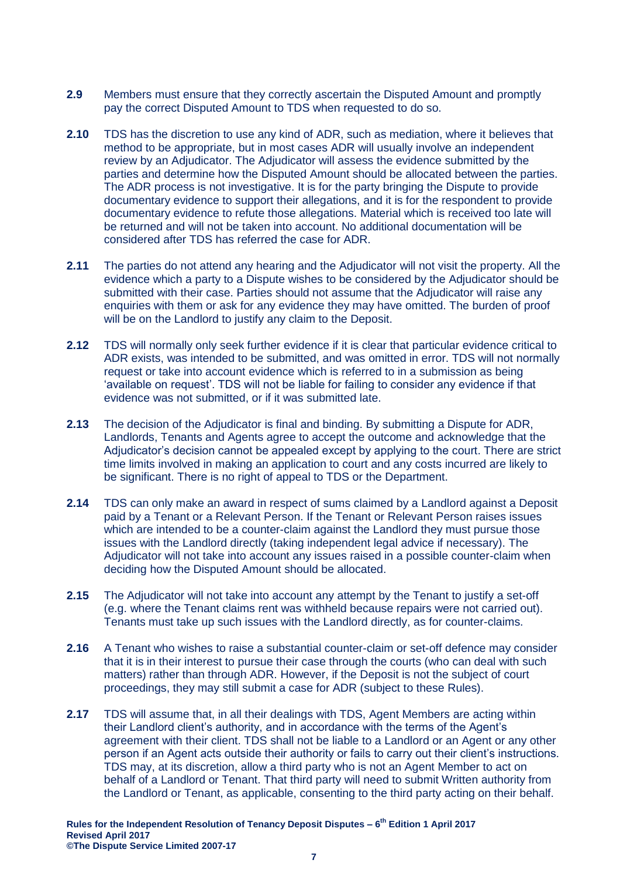**2.9** Members must ensure that they correctly ascertain the Disputed Amount and promptly pay the correct Disputed Amount to TDS when requested to do so.

**2.10** TDS has the discretion to use any kind of ADR, such as mediation, where it believes that method to be appropriate, but in most cases ADR will usually involve an independent review by an Adjudicator. The Adjudicator will assess the evidence submitted by the parties and determine how the Disputed Amount should be allocated between the parties. The ADR process is not investigative. It is for the party bringing the Dispute to provide documentary evidence to support their allegations, and it is for the respondent to provide documentary evidence to refute those allegations. Material which is received too late will be returned and will not be taken into account. No additional documentation will be considered after TDS has referred the case for ADR.

**2.11** The parties do not attend any hearing and the Adjudicator will not visit the property. All the evidence which a party to a Dispute wishes to be considered by the Adjudicator should be submitted with their case. Parties should not assume that the Adjudicator will raise any enquiries with them or ask for any evidence they may have omitted. The burden of proof will be on the Landlord to justify any claim to the Deposit.

**2.12** TDS will normally only seek further evidence if it is clear that particular evidence critical to ADR exists, was intended to be submitted, and was omitted in error. TDS will not normally request or take into account evidence which is referred to in a submission as being 'available on request'. TDS will not be liable for failing to consider any evidence if that evidence was not submitted, or if it was submitted late.

**2.13** The decision of the Adjudicator is final and binding. By submitting a Dispute for ADR, Landlords, Tenants and Agents agree to accept the outcome and acknowledge that the Adjudicator's decision cannot be appealed except by applying to the court. There are strict time limits involved in making an application to court and any costs incurred are likely to be significant. There is no right of appeal to TDS or the Department.

**2.14** TDS can only make an award in respect of sums claimed by a Landlord against a Deposit paid by a Tenant or a Relevant Person. If the Tenant or Relevant Person raises issues which are intended to be a counter-claim against the Landlord they must pursue those issues with the Landlord directly (taking independent legal advice if necessary). The Adjudicator will not take into account any issues raised in a possible counter-claim when deciding how the Disputed Amount should be allocated.

**2.15** The Adjudicator will not take into account any attempt by the Tenant to justify a set-off (e.g. where the Tenant claims rent was withheld because repairs were not carried out). Tenants must take up such issues with the Landlord directly, as for counter-claims.

**2.16** A Tenant who wishes to raise a substantial counter-claim or set-off defence may consider that it is in their interest to pursue their case through the courts (who can deal with such matters) rather than through ADR. However, if the Deposit is not the subject of court proceedings, they may still submit a case for ADR (subject to these Rules).

**2.17** TDS will assume that, in all their dealings with TDS, Agent Members are acting within their Landlord client's authority, and in accordance with the terms of the Agent's agreement with their client. TDS shall not be liable to a Landlord or an Agent or any other person if an Agent acts outside their authority or fails to carry out their client's instructions. TDS may, at its discretion, allow a third party who is not an Agent Member to act on behalf of a Landlord or Tenant. That third party will need to submit Written authority from the Landlord or Tenant, as applicable, consenting to the third party acting on their behalf.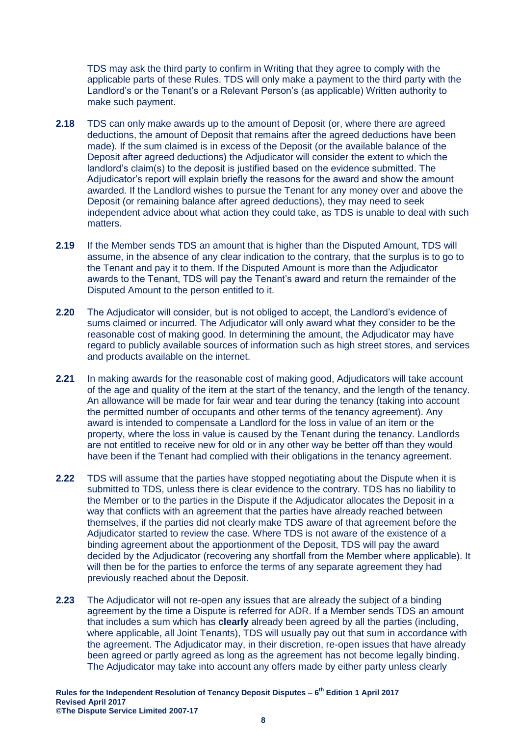TDS may ask the third party to confirm in Writing that they agree to comply with the applicable parts of these Rules. TDS will only make a payment to the third party with the Landlord's or the Tenant's or a Relevant Person's (as applicable) Written authority to make such payment.

**2.18** TDS can only make awards up to the amount of Deposit (or, where there are agreed deductions, the amount of Deposit that remains after the agreed deductions have been made). If the sum claimed is in excess of the Deposit (or the available balance of the Deposit after agreed deductions) the Adjudicator will consider the extent to which the landlord's claim(s) to the deposit is justified based on the evidence submitted. The Adjudicator's report will explain briefly the reasons for the award and show the amount awarded. If the Landlord wishes to pursue the Tenant for any money over and above the Deposit (or remaining balance after agreed deductions), they may need to seek independent advice about what action they could take, as TDS is unable to deal with such matters.

**2.19** If the Member sends TDS an amount that is higher than the Disputed Amount, TDS will assume, in the absence of any clear indication to the contrary, that the surplus is to go to the Tenant and pay it to them. If the Disputed Amount is more than the Adjudicator awards to the Tenant, TDS will pay the Tenant's award and return the remainder of the Disputed Amount to the person entitled to it.

**2.20** The Adjudicator will consider, but is not obliged to accept, the Landlord's evidence of sums claimed or incurred. The Adjudicator will only award what they consider to be the reasonable cost of making good. In determining the amount, the Adjudicator may have regard to publicly available sources of information such as high street stores, and services and products available on the internet.

**2.21** In making awards for the reasonable cost of making good, Adjudicators will take account of the age and quality of the item at the start of the tenancy, and the length of the tenancy. An allowance will be made for fair wear and tear during the tenancy (taking into account the permitted number of occupants and other terms of the tenancy agreement). Any award is intended to compensate a Landlord for the loss in value of an item or the property, where the loss in value is caused by the Tenant during the tenancy. Landlords are not entitled to receive new for old or in any other way be better off than they would have been if the Tenant had complied with their obligations in the tenancy agreement.

**2.22** TDS will assume that the parties have stopped negotiating about the Dispute when it is submitted to TDS, unless there is clear evidence to the contrary. TDS has no liability to the Member or to the parties in the Dispute if the Adjudicator allocates the Deposit in a way that conflicts with an agreement that the parties have already reached between themselves, if the parties did not clearly make TDS aware of that agreement before the Adjudicator started to review the case. Where TDS is not aware of the existence of a binding agreement about the apportionment of the Deposit, TDS will pay the award decided by the Adjudicator (recovering any shortfall from the Member where applicable). It will then be for the parties to enforce the terms of any separate agreement they had previously reached about the Deposit.

**2.23** The Adjudicator will not re-open any issues that are already the subject of a binding agreement by the time a Dispute is referred for ADR. If a Member sends TDS an amount that includes a sum which has **clearly** already been agreed by all the parties (including, where applicable, all Joint Tenants), TDS will usually pay out that sum in accordance with the agreement. The Adjudicator may, in their discretion, re-open issues that have already been agreed or partly agreed as long as the agreement has not become legally binding. The Adjudicator may take into account any offers made by either party unless clearly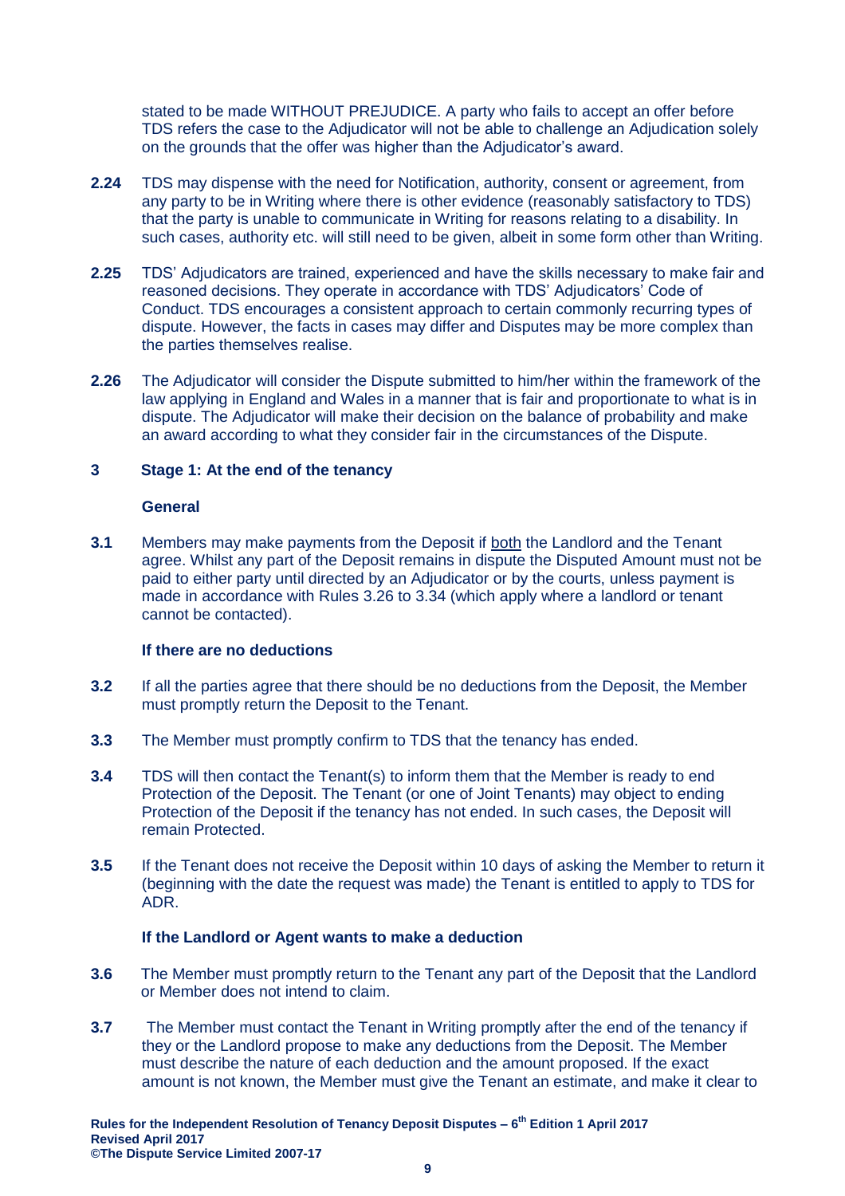stated to be made WITHOUT PREJUDICE. A party who fails to accept an offer before TDS refers the case to the Adjudicator will not be able to challenge an Adjudication solely on the grounds that the offer was higher than the Adjudicator's award.

**2.24** TDS may dispense with the need for Notification, authority, consent or agreement, from any party to be in Writing where there is other evidence (reasonably satisfactory to TDS) that the party is unable to communicate in Writing for reasons relating to a disability. In such cases, authority etc. will still need to be given, albeit in some form other than Writing.

**2.25** TDS' Adjudicators are trained, experienced and have the skills necessary to make fair and reasoned decisions. They operate in accordance with TDS' Adjudicators' Code of Conduct. TDS encourages a consistent approach to certain commonly recurring types of dispute. However, the facts in cases may differ and Disputes may be more complex than the parties themselves realise.

**2.26** The Adjudicator will consider the Dispute submitted to him/her within the framework of the law applying in England and Wales in a manner that is fair and proportionate to what is in dispute. The Adjudicator will make their decision on the balance of probability and make an award according to what they consider fair in the circumstances of the Dispute.

## 3 Stage 1: At the end of the tenancy

### General

**3.1** Members may make payments from the Deposit if <u>both</u> the Landlord and the Tenant agree. Whilst any part of the Deposit remains in dispute the Disputed Amount must not be paid to either party until directed by an Adjudicator or by the courts, unless payment is made in accordance with Rules 3.26 to 3.34 (which apply where a landlord or tenant cannot be contacted).

### If there are no deductions

**3.2** If all the parties agree that there should be no deductions from the Deposit, the Member must promptly return the Deposit to the Tenant.

**3.3** The Member must promptly confirm to TDS that the tenancy has ended.

**3.4** TDS will then contact the Tenant(s) to inform them that the Member is ready to end Protection of the Deposit. The Tenant (or one of Joint Tenants) may object to ending Protection of the Deposit if the tenancy has not ended. In such cases, the Deposit will remain Protected.

**3.5** If the Tenant does not receive the Deposit within 10 days of asking the Member to return it (beginning with the date the request was made) the Tenant is entitled to apply to TDS for ADR.

### If the Landlord or Agent wants to make a deduction

**3.6** The Member must promptly return to the Tenant any part of the Deposit that the Landlord or Member does not intend to claim.

**3.7** The Member must contact the Tenant in Writing promptly after the end of the tenancy if they or the Landlord propose to make any deductions from the Deposit. The Member must describe the nature of each deduction and the amount proposed. If the exact amount is not known, the Member must give the Tenant an estimate, and make it clear to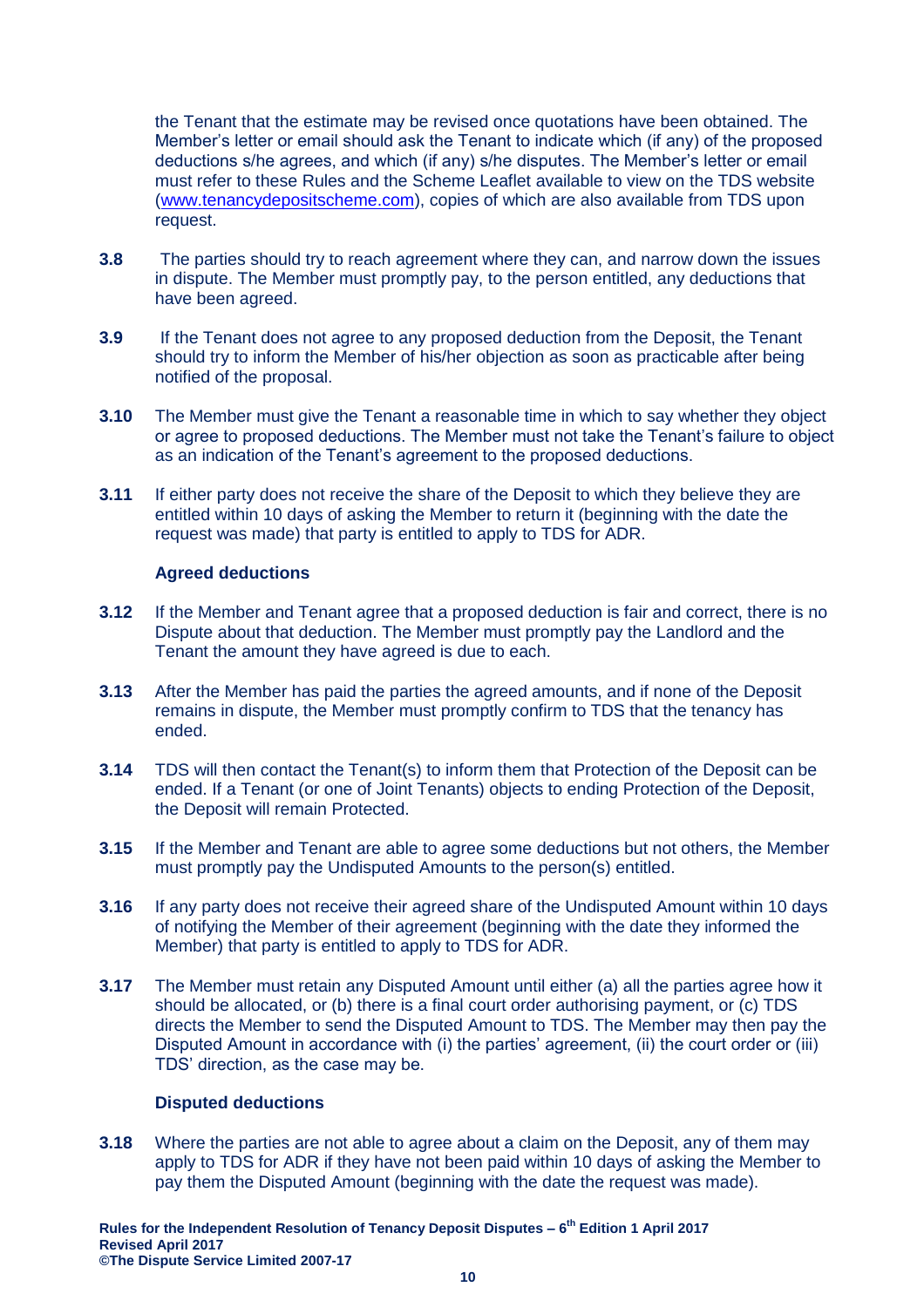the Tenant that the estimate may be revised once quotations have been obtained. The Member's letter or email should ask the Tenant to indicate which (if any) of the proposed deductions s/he agrees, and which (if any) s/he disputes. The Member's letter or email must refer to these Rules and the Scheme Leaflet available to view on the TDS website (www.tenancydepositscheme.com), copies of which are also available from TDS upon request.

**3.8** The parties should try to reach agreement where they can, and narrow down the issues in dispute. The Member must promptly pay, to the person entitled, any deductions that have been agreed.

**3.9** If the Tenant does not agree to any proposed deduction from the Deposit, the Tenant should try to inform the Member of his/her objection as soon as practicable after being notified of the proposal.

**3.10** The Member must give the Tenant a reasonable time in which to say whether they object or agree to proposed deductions. The Member must not take the Tenant's failure to object as an indication of the Tenant's agreement to the proposed deductions.

**3.11** If either party does not receive the share of the Deposit to which they believe they are entitled within 10 days of asking the Member to return it (beginning with the date the request was made) that party is entitled to apply to TDS for ADR.

**Agreed deductions**

**3.12** If the Member and Tenant agree that a proposed deduction is fair and correct, there is no Dispute about that deduction. The Member must promptly pay the Landlord and the Tenant the amount they have agreed is due to each.

**3.13** After the Member has paid the parties the agreed amounts, and if none of the Deposit remains in dispute, the Member must promptly confirm to TDS that the tenancy has ended.

**3.14** TDS will then contact the Tenant(s) to inform them that Protection of the Deposit can be ended. If a Tenant (or one of Joint Tenants) objects to ending Protection of the Deposit, the Deposit will remain Protected.

**3.15** If the Member and Tenant are able to agree some deductions but not others, the Member must promptly pay the Undisputed Amounts to the person(s) entitled.

**3.16** If any party does not receive their agreed share of the Undisputed Amount within 10 days of notifying the Member of their agreement (beginning with the date they informed the Member) that party is entitled to apply to TDS for ADR.

**3.17** The Member must retain any Disputed Amount until either (a) all the parties agree how it should be allocated, or (b) there is a final court order authorising payment, or (c) TDS directs the Member to send the Disputed Amount to TDS. The Member may then pay the Disputed Amount in accordance with (i) the parties' agreement, (ii) the court order or (iii) TDS' direction, as the case may be.

**Disputed deductions**

**3.18** Where the parties are not able to agree about a claim on the Deposit, any of them may apply to TDS for ADR if they have not been paid within 10 days of asking the Member to pay them the Disputed Amount (beginning with the date the request was made).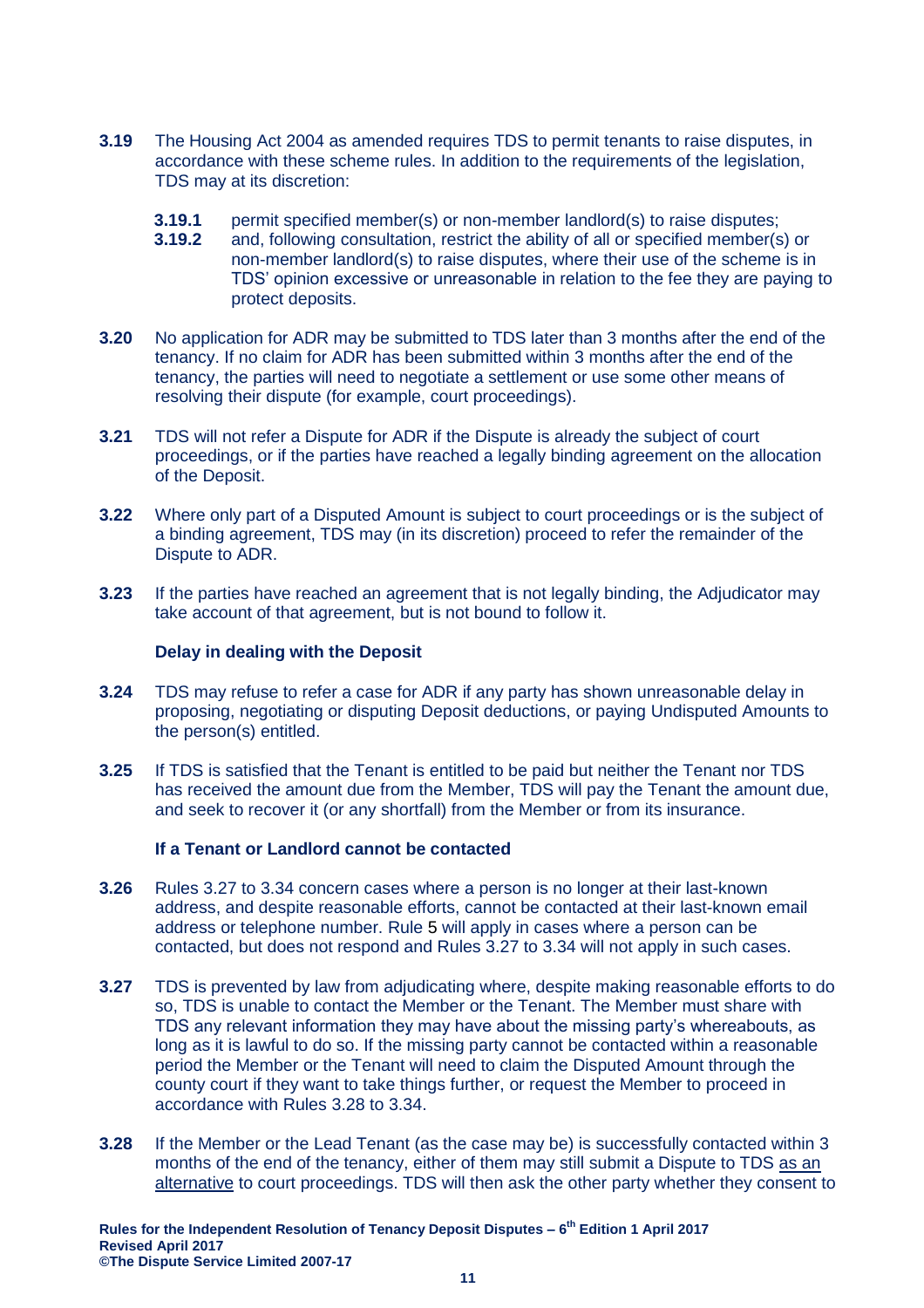**3.19** The Housing Act 2004 as amended requires TDS to permit tenants to raise disputes, in accordance with these scheme rules. In addition to the requirements of the legislation, TDS may at its discretion:

> **3.19.1** permit specified member(s) or non-member landlord(s) to raise disputes;
>
> **3.19.2** and, following consultation, restrict the ability of all or specified member(s) or non-member landlord(s) to raise disputes, where their use of the scheme is in TDS' opinion excessive or unreasonable in relation to the fee they are paying to protect deposits.

**3.20** No application for ADR may be submitted to TDS later than 3 months after the end of the tenancy. If no claim for ADR has been submitted within 3 months after the end of the tenancy, the parties will need to negotiate a settlement or use some other means of resolving their dispute (for example, court proceedings).

**3.21** TDS will not refer a Dispute for ADR if the Dispute is already the subject of court proceedings, or if the parties have reached a legally binding agreement on the allocation of the Deposit.

**3.22** Where only part of a Disputed Amount is subject to court proceedings or is the subject of a binding agreement, TDS may (in its discretion) proceed to refer the remainder of the Dispute to ADR.

**3.23** If the parties have reached an agreement that is not legally binding, the Adjudicator may take account of that agreement, but is not bound to follow it.

### Delay in dealing with the Deposit

**3.24** TDS may refuse to refer a case for ADR if any party has shown unreasonable delay in proposing, negotiating or disputing Deposit deductions, or paying Undisputed Amounts to the person(s) entitled.

**3.25** If TDS is satisfied that the Tenant is entitled to be paid but neither the Tenant nor TDS has received the amount due from the Member, TDS will pay the Tenant the amount due, and seek to recover it (or any shortfall) from the Member or from its insurance.

### If a Tenant or Landlord cannot be contacted

**3.26** Rules 3.27 to 3.34 concern cases where a person is no longer at their last-known address, and despite reasonable efforts, cannot be contacted at their last-known email address or telephone number. Rule 5 will apply in cases where a person can be contacted, but does not respond and Rules 3.27 to 3.34 will not apply in such cases.

**3.27** TDS is prevented by law from adjudicating where, despite making reasonable efforts to do so, TDS is unable to contact the Member or the Tenant. The Member must share with TDS any relevant information they may have about the missing party's whereabouts, as long as it is lawful to do so. If the missing party cannot be contacted within a reasonable period the Member or the Tenant will need to claim the Disputed Amount through the county court if they want to take things further, or request the Member to proceed in accordance with Rules 3.28 to 3.34.

**3.28** If the Member or the Lead Tenant (as the case may be) is successfully contacted within 3 months of the end of the tenancy, either of them may still submit a Dispute to TDS as an alternative to court proceedings. TDS will then ask the other party whether they consent to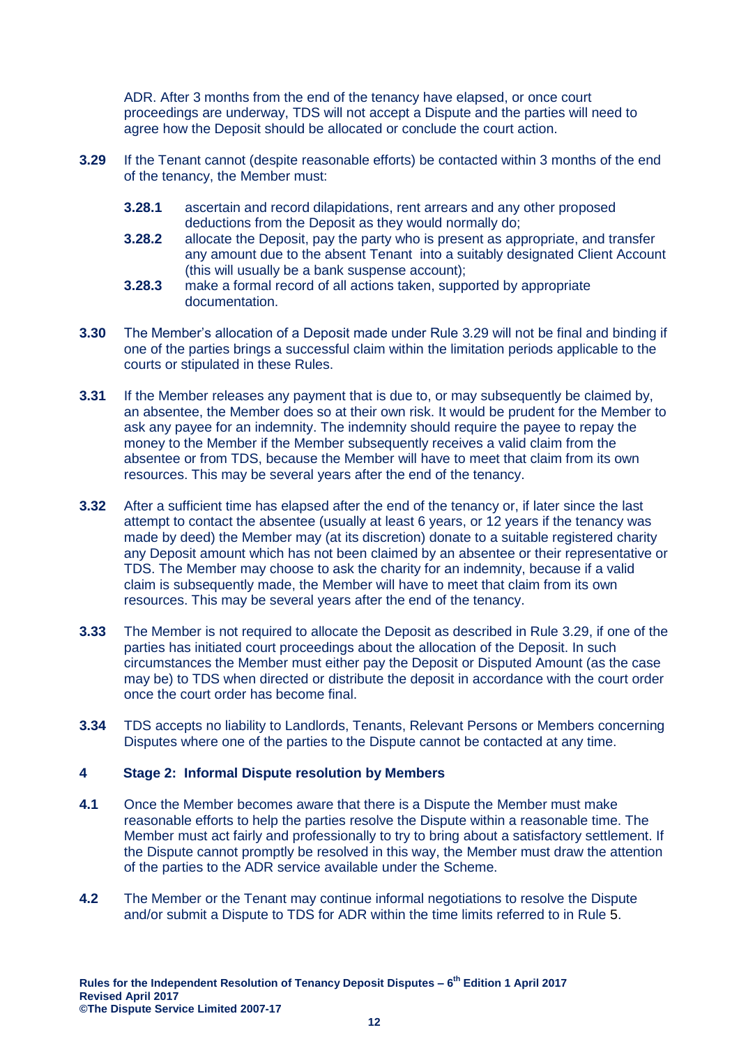ADR. After 3 months from the end of the tenancy have elapsed, or once court proceedings are underway, TDS will not accept a Dispute and the parties will need to agree how the Deposit should be allocated or conclude the court action.

**3.29** If the Tenant cannot (despite reasonable efforts) be contacted within 3 months of the end of the tenancy, the Member must:

> **3.28.1** ascertain and record dilapidations, rent arrears and any other proposed deductions from the Deposit as they would normally do;
>
> **3.28.2** allocate the Deposit, pay the party who is present as appropriate, and transfer any amount due to the absent Tenant into a suitably designated Client Account (this will usually be a bank suspense account);
>
> **3.28.3** make a formal record of all actions taken, supported by appropriate documentation.

**3.30** The Member's allocation of a Deposit made under Rule 3.29 will not be final and binding if one of the parties brings a successful claim within the limitation periods applicable to the courts or stipulated in these Rules.

**3.31** If the Member releases any payment that is due to, or may subsequently be claimed by, an absentee, the Member does so at their own risk. It would be prudent for the Member to ask any payee for an indemnity. The indemnity should require the payee to repay the money to the Member if the Member subsequently receives a valid claim from the absentee or from TDS, because the Member will have to meet that claim from its own resources. This may be several years after the end of the tenancy.

**3.32** After a sufficient time has elapsed after the end of the tenancy or, if later since the last attempt to contact the absentee (usually at least 6 years, or 12 years if the tenancy was made by deed) the Member may (at its discretion) donate to a suitable registered charity any Deposit amount which has not been claimed by an absentee or their representative or TDS. The Member may choose to ask the charity for an indemnity, because if a valid claim is subsequently made, the Member will have to meet that claim from its own resources. This may be several years after the end of the tenancy.

**3.33** The Member is not required to allocate the Deposit as described in Rule 3.29, if one of the parties has initiated court proceedings about the allocation of the Deposit. In such circumstances the Member must either pay the Deposit or Disputed Amount (as the case may be) to TDS when directed or distribute the deposit in accordance with the court order once the court order has become final.

**3.34** TDS accepts no liability to Landlords, Tenants, Relevant Persons or Members concerning Disputes where one of the parties to the Dispute cannot be contacted at any time.

## 4 Stage 2: Informal Dispute resolution by Members

**4.1** Once the Member becomes aware that there is a Dispute the Member must make reasonable efforts to help the parties resolve the Dispute within a reasonable time. The Member must act fairly and professionally to try to bring about a satisfactory settlement. If the Dispute cannot promptly be resolved in this way, the Member must draw the attention of the parties to the ADR service available under the Scheme.

**4.2** The Member or the Tenant may continue informal negotiations to resolve the Dispute and/or submit a Dispute to TDS for ADR within the time limits referred to in Rule 5.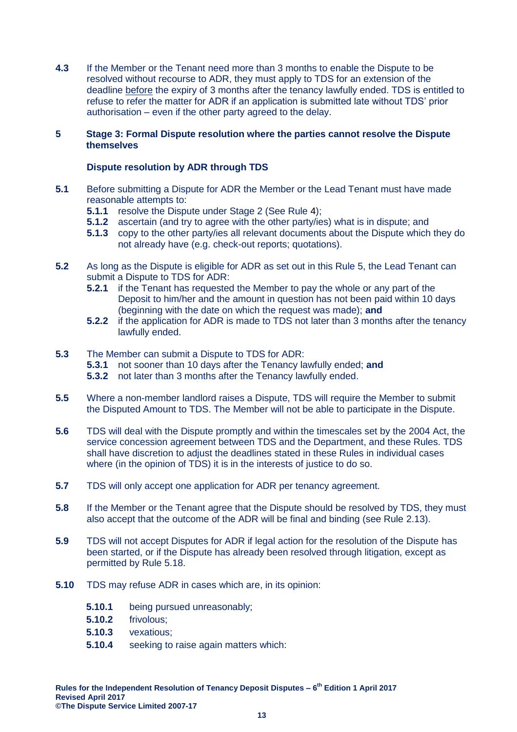**4.3** If the Member or the Tenant need more than 3 months to enable the Dispute to be resolved without recourse to ADR, they must apply to TDS for an extension of the deadline <u>before</u> the expiry of 3 months after the tenancy lawfully ended. TDS is entitled to refuse to refer the matter for ADR if an application is submitted late without TDS' prior authorisation – even if the other party agreed to the delay.

## 5 Stage 3: Formal Dispute resolution where the parties cannot resolve the Dispute themselves

### Dispute resolution by ADR through TDS

**5.1** Before submitting a Dispute for ADR the Member or the Lead Tenant must have made reasonable attempts to:

- **5.1.1** resolve the Dispute under Stage 2 (See Rule 4);
- **5.1.2** ascertain (and try to agree with the other party/ies) what is in dispute; and
- **5.1.3** copy to the other party/ies all relevant documents about the Dispute which they do not already have (e.g. check-out reports; quotations).

**5.2** As long as the Dispute is eligible for ADR as set out in this Rule 5, the Lead Tenant can submit a Dispute to TDS for ADR:

- **5.2.1** if the Tenant has requested the Member to pay the whole or any part of the Deposit to him/her and the amount in question has not been paid within 10 days (beginning with the date on which the request was made); **and**
- **5.2.2** if the application for ADR is made to TDS not later than 3 months after the tenancy lawfully ended.

**5.3** The Member can submit a Dispute to TDS for ADR:

- **5.3.1** not sooner than 10 days after the Tenancy lawfully ended; **and**
- **5.3.2** not later than 3 months after the Tenancy lawfully ended.

**5.5** Where a non-member landlord raises a Dispute, TDS will require the Member to submit the Disputed Amount to TDS. The Member will not be able to participate in the Dispute.

**5.6** TDS will deal with the Dispute promptly and within the timescales set by the 2004 Act, the service concession agreement between TDS and the Department, and these Rules. TDS shall have discretion to adjust the deadlines stated in these Rules in individual cases where (in the opinion of TDS) it is in the interests of justice to do so.

**5.7** TDS will only accept one application for ADR per tenancy agreement.

**5.8** If the Member or the Tenant agree that the Dispute should be resolved by TDS, they must also accept that the outcome of the ADR will be final and binding (see Rule 2.13).

**5.9** TDS will not accept Disputes for ADR if legal action for the resolution of the Dispute has been started, or if the Dispute has already been resolved through litigation, except as permitted by Rule 5.18.

**5.10** TDS may refuse ADR in cases which are, in its opinion:

- **5.10.1** being pursued unreasonably;
- **5.10.2** frivolous;
- **5.10.3** vexatious;
- **5.10.4** seeking to raise again matters which: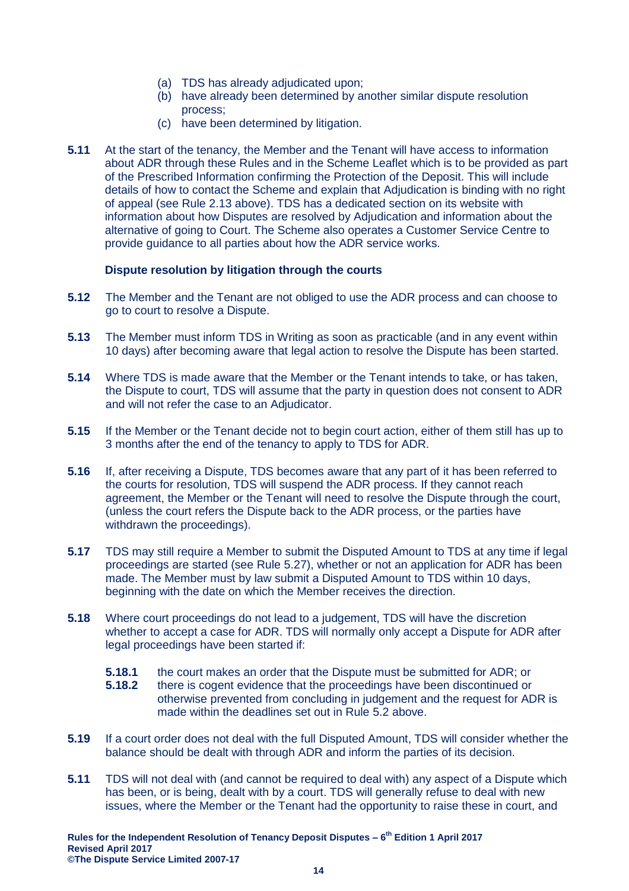(a) TDS has already adjudicated upon;
(b) have already been determined by another similar dispute resolution process;
(c) have been determined by litigation.

**5.11** At the start of the tenancy, the Member and the Tenant will have access to information about ADR through these Rules and in the Scheme Leaflet which is to be provided as part of the Prescribed Information confirming the Protection of the Deposit. This will include details of how to contact the Scheme and explain that Adjudication is binding with no right of appeal (see Rule 2.13 above). TDS has a dedicated section on its website with information about how Disputes are resolved by Adjudication and information about the alternative of going to Court. The Scheme also operates a Customer Service Centre to provide guidance to all parties about how the ADR service works.

**Dispute resolution by litigation through the courts**

**5.12** The Member and the Tenant are not obliged to use the ADR process and can choose to go to court to resolve a Dispute.

**5.13** The Member must inform TDS in Writing as soon as practicable (and in any event within 10 days) after becoming aware that legal action to resolve the Dispute has been started.

**5.14** Where TDS is made aware that the Member or the Tenant intends to take, or has taken, the Dispute to court, TDS will assume that the party in question does not consent to ADR and will not refer the case to an Adjudicator.

**5.15** If the Member or the Tenant decide not to begin court action, either of them still has up to 3 months after the end of the tenancy to apply to TDS for ADR.

**5.16** If, after receiving a Dispute, TDS becomes aware that any part of it has been referred to the courts for resolution, TDS will suspend the ADR process. If they cannot reach agreement, the Member or the Tenant will need to resolve the Dispute through the court, (unless the court refers the Dispute back to the ADR process, or the parties have withdrawn the proceedings).

**5.17** TDS may still require a Member to submit the Disputed Amount to TDS at any time if legal proceedings are started (see Rule 5.27), whether or not an application for ADR has been made. The Member must by law submit a Disputed Amount to TDS within 10 days, beginning with the date on which the Member receives the direction.

**5.18** Where court proceedings do not lead to a judgement, TDS will have the discretion whether to accept a case for ADR. TDS will normally only accept a Dispute for ADR after legal proceedings have been started if:

**5.18.1** the court makes an order that the Dispute must be submitted for ADR; or
**5.18.2** there is cogent evidence that the proceedings have been discontinued or otherwise prevented from concluding in judgement and the request for ADR is made within the deadlines set out in Rule 5.2 above.

**5.19** If a court order does not deal with the full Disputed Amount, TDS will consider whether the balance should be dealt with through ADR and inform the parties of its decision.

**5.11** TDS will not deal with (and cannot be required to deal with) any aspect of a Dispute which has been, or is being, dealt with by a court. TDS will generally refuse to deal with new issues, where the Member or the Tenant had the opportunity to raise these in court, and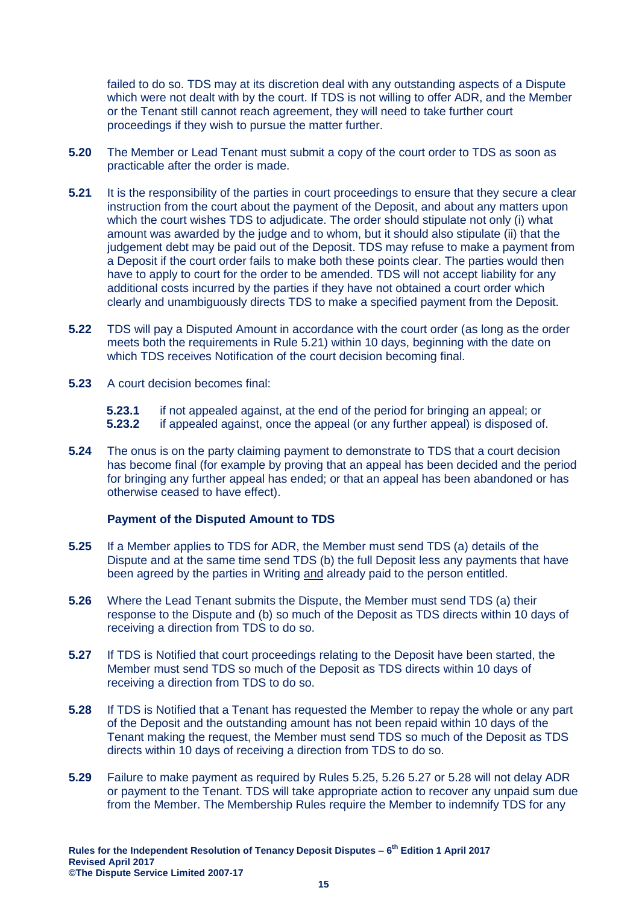failed to do so. TDS may at its discretion deal with any outstanding aspects of a Dispute which were not dealt with by the court. If TDS is not willing to offer ADR, and the Member or the Tenant still cannot reach agreement, they will need to take further court proceedings if they wish to pursue the matter further.

**5.20** The Member or Lead Tenant must submit a copy of the court order to TDS as soon as practicable after the order is made.

**5.21** It is the responsibility of the parties in court proceedings to ensure that they secure a clear instruction from the court about the payment of the Deposit, and about any matters upon which the court wishes TDS to adjudicate. The order should stipulate not only (i) what amount was awarded by the judge and to whom, but it should also stipulate (ii) that the judgement debt may be paid out of the Deposit. TDS may refuse to make a payment from a Deposit if the court order fails to make both these points clear. The parties would then have to apply to court for the order to be amended. TDS will not accept liability for any additional costs incurred by the parties if they have not obtained a court order which clearly and unambiguously directs TDS to make a specified payment from the Deposit.

**5.22** TDS will pay a Disputed Amount in accordance with the court order (as long as the order meets both the requirements in Rule 5.21) within 10 days, beginning with the date on which TDS receives Notification of the court decision becoming final.

**5.23** A court decision becomes final:

- **5.23.1** if not appealed against, at the end of the period for bringing an appeal; or
- **5.23.2** if appealed against, once the appeal (or any further appeal) is disposed of.

**5.24** The onus is on the party claiming payment to demonstrate to TDS that a court decision has become final (for example by proving that an appeal has been decided and the period for bringing any further appeal has ended; or that an appeal has been abandoned or has otherwise ceased to have effect).

### Payment of the Disputed Amount to TDS

**5.25** If a Member applies to TDS for ADR, the Member must send TDS (a) details of the Dispute and at the same time send TDS (b) the full Deposit less any payments that have been agreed by the parties in Writing and already paid to the person entitled.

**5.26** Where the Lead Tenant submits the Dispute, the Member must send TDS (a) their response to the Dispute and (b) so much of the Deposit as TDS directs within 10 days of receiving a direction from TDS to do so.

**5.27** If TDS is Notified that court proceedings relating to the Deposit have been started, the Member must send TDS so much of the Deposit as TDS directs within 10 days of receiving a direction from TDS to do so.

**5.28** If TDS is Notified that a Tenant has requested the Member to repay the whole or any part of the Deposit and the outstanding amount has not been repaid within 10 days of the Tenant making the request, the Member must send TDS so much of the Deposit as TDS directs within 10 days of receiving a direction from TDS to do so.

**5.29** Failure to make payment as required by Rules 5.25, 5.26 5.27 or 5.28 will not delay ADR or payment to the Tenant. TDS will take appropriate action to recover any unpaid sum due from the Member. The Membership Rules require the Member to indemnify TDS for any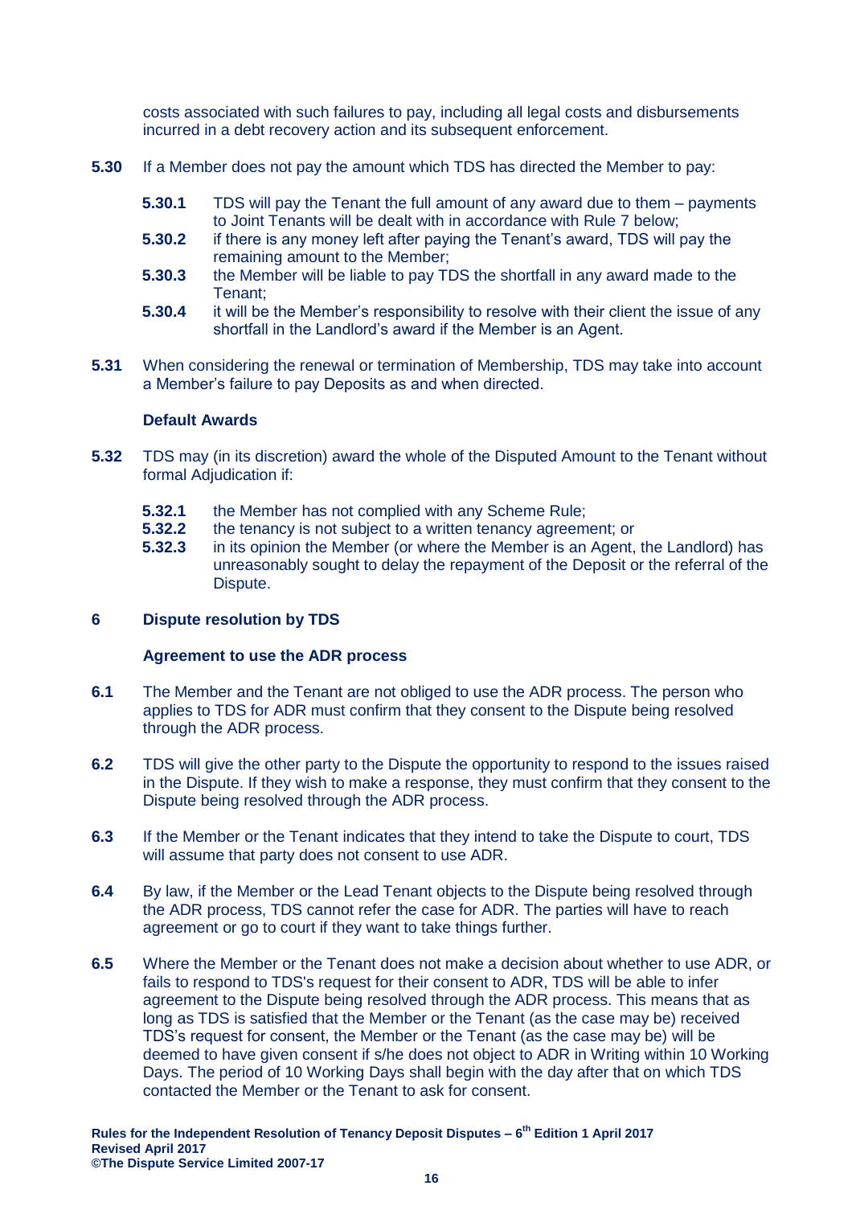costs associated with such failures to pay, including all legal costs and disbursements incurred in a debt recovery action and its subsequent enforcement.

**5.30** If a Member does not pay the amount which TDS has directed the Member to pay:

- **5.30.1** TDS will pay the Tenant the full amount of any award due to them – payments to Joint Tenants will be dealt with in accordance with Rule 7 below;
- **5.30.2** if there is any money left after paying the Tenant's award, TDS will pay the remaining amount to the Member;
- **5.30.3** the Member will be liable to pay TDS the shortfall in any award made to the Tenant;
- **5.30.4** it will be the Member's responsibility to resolve with their client the issue of any shortfall in the Landlord's award if the Member is an Agent.

**5.31** When considering the renewal or termination of Membership, TDS may take into account a Member's failure to pay Deposits as and when directed.

**Default Awards**

**5.32** TDS may (in its discretion) award the whole of the Disputed Amount to the Tenant without formal Adjudication if:

- **5.32.1** the Member has not complied with any Scheme Rule;
- **5.32.2** the tenancy is not subject to a written tenancy agreement; or
- **5.32.3** in its opinion the Member (or where the Member is an Agent, the Landlord) has unreasonably sought to delay the repayment of the Deposit or the referral of the Dispute.

## 6 Dispute resolution by TDS

**Agreement to use the ADR process**

**6.1** The Member and the Tenant are not obliged to use the ADR process. The person who applies to TDS for ADR must confirm that they consent to the Dispute being resolved through the ADR process.

**6.2** TDS will give the other party to the Dispute the opportunity to respond to the issues raised in the Dispute. If they wish to make a response, they must confirm that they consent to the Dispute being resolved through the ADR process.

**6.3** If the Member or the Tenant indicates that they intend to take the Dispute to court, TDS will assume that party does not consent to use ADR.

**6.4** By law, if the Member or the Lead Tenant objects to the Dispute being resolved through the ADR process, TDS cannot refer the case for ADR. The parties will have to reach agreement or go to court if they want to take things further.

**6.5** Where the Member or the Tenant does not make a decision about whether to use ADR, or fails to respond to TDS's request for their consent to ADR, TDS will be able to infer agreement to the Dispute being resolved through the ADR process. This means that as long as TDS is satisfied that the Member or the Tenant (as the case may be) received TDS's request for consent, the Member or the Tenant (as the case may be) will be deemed to have given consent if s/he does not object to ADR in Writing within 10 Working Days. The period of 10 Working Days shall begin with the day after that on which TDS contacted the Member or the Tenant to ask for consent.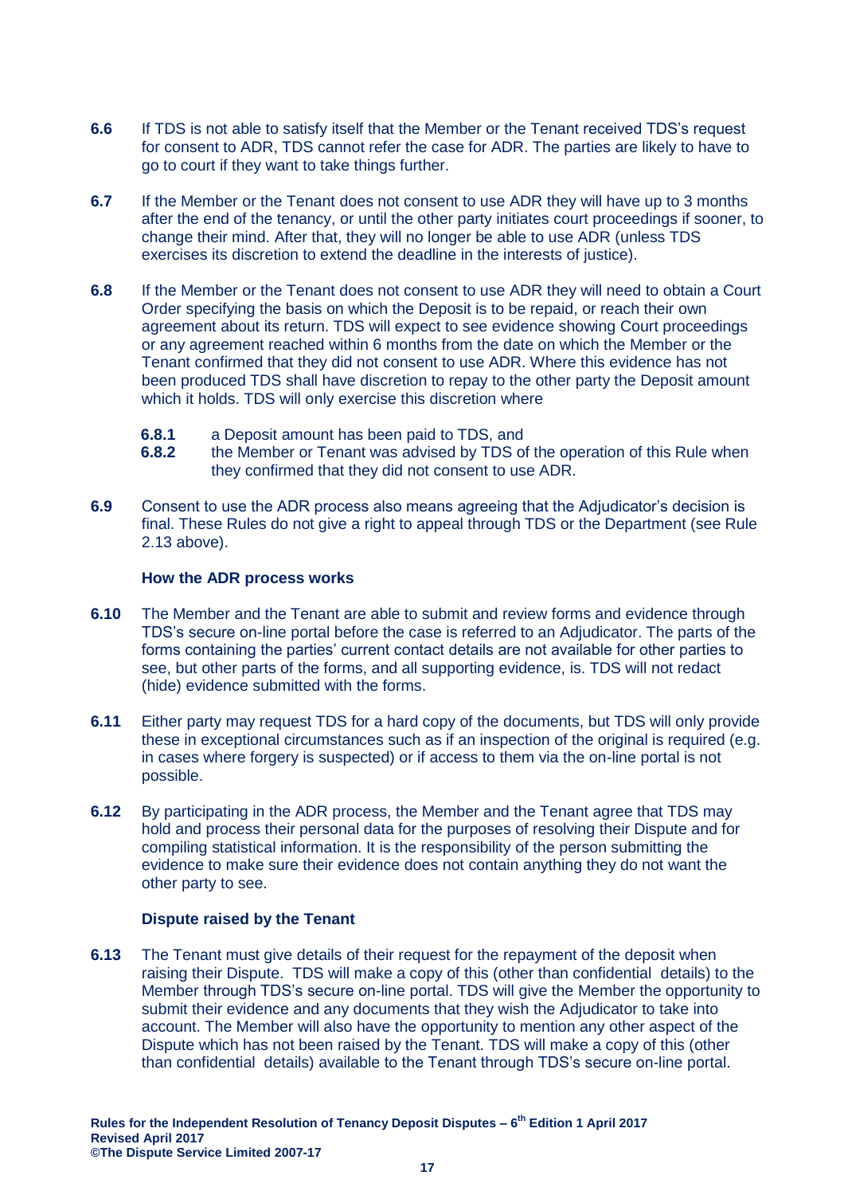**6.6** If TDS is not able to satisfy itself that the Member or the Tenant received TDS's request for consent to ADR, TDS cannot refer the case for ADR. The parties are likely to have to go to court if they want to take things further.

**6.7** If the Member or the Tenant does not consent to use ADR they will have up to 3 months after the end of the tenancy, or until the other party initiates court proceedings if sooner, to change their mind. After that, they will no longer be able to use ADR (unless TDS exercises its discretion to extend the deadline in the interests of justice).

**6.8** If the Member or the Tenant does not consent to use ADR they will need to obtain a Court Order specifying the basis on which the Deposit is to be repaid, or reach their own agreement about its return. TDS will expect to see evidence showing Court proceedings or any agreement reached within 6 months from the date on which the Member or the Tenant confirmed that they did not consent to use ADR. Where this evidence has not been produced TDS shall have discretion to repay to the other party the Deposit amount which it holds. TDS will only exercise this discretion where

**6.8.1** a Deposit amount has been paid to TDS, and

**6.8.2** the Member or Tenant was advised by TDS of the operation of this Rule when they confirmed that they did not consent to use ADR.

**6.9** Consent to use the ADR process also means agreeing that the Adjudicator's decision is final. These Rules do not give a right to appeal through TDS or the Department (see Rule 2.13 above).

**How the ADR process works**

**6.10** The Member and the Tenant are able to submit and review forms and evidence through TDS's secure on-line portal before the case is referred to an Adjudicator. The parts of the forms containing the parties' current contact details are not available for other parties to see, but other parts of the forms, and all supporting evidence, is. TDS will not redact (hide) evidence submitted with the forms.

**6.11** Either party may request TDS for a hard copy of the documents, but TDS will only provide these in exceptional circumstances such as if an inspection of the original is required (e.g. in cases where forgery is suspected) or if access to them via the on-line portal is not possible.

**6.12** By participating in the ADR process, the Member and the Tenant agree that TDS may hold and process their personal data for the purposes of resolving their Dispute and for compiling statistical information. It is the responsibility of the person submitting the evidence to make sure their evidence does not contain anything they do not want the other party to see.

**Dispute raised by the Tenant**

**6.13** The Tenant must give details of their request for the repayment of the deposit when raising their Dispute. TDS will make a copy of this (other than confidential details) to the Member through TDS's secure on-line portal. TDS will give the Member the opportunity to submit their evidence and any documents that they wish the Adjudicator to take into account. The Member will also have the opportunity to mention any other aspect of the Dispute which has not been raised by the Tenant. TDS will make a copy of this (other than confidential details) available to the Tenant through TDS's secure on-line portal.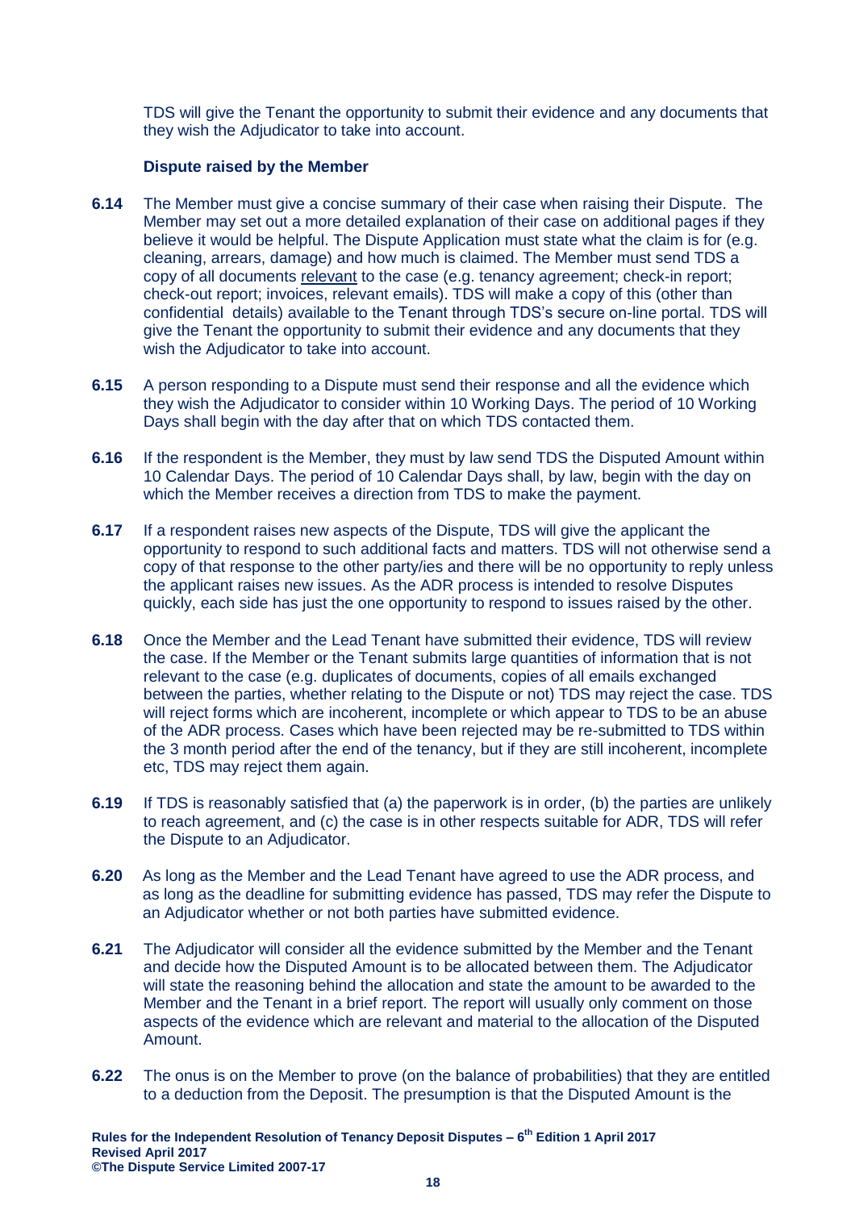TDS will give the Tenant the opportunity to submit their evidence and any documents that they wish the Adjudicator to take into account.

**Dispute raised by the Member**

**6.14** The Member must give a concise summary of their case when raising their Dispute. The Member may set out a more detailed explanation of their case on additional pages if they believe it would be helpful. The Dispute Application must state what the claim is for (e.g. cleaning, arrears, damage) and how much is claimed. The Member must send TDS a copy of all documents relevant to the case (e.g. tenancy agreement; check-in report; check-out report; invoices, relevant emails). TDS will make a copy of this (other than confidential details) available to the Tenant through TDS's secure on-line portal. TDS will give the Tenant the opportunity to submit their evidence and any documents that they wish the Adjudicator to take into account.

**6.15** A person responding to a Dispute must send their response and all the evidence which they wish the Adjudicator to consider within 10 Working Days. The period of 10 Working Days shall begin with the day after that on which TDS contacted them.

**6.16** If the respondent is the Member, they must by law send TDS the Disputed Amount within 10 Calendar Days. The period of 10 Calendar Days shall, by law, begin with the day on which the Member receives a direction from TDS to make the payment.

**6.17** If a respondent raises new aspects of the Dispute, TDS will give the applicant the opportunity to respond to such additional facts and matters. TDS will not otherwise send a copy of that response to the other party/ies and there will be no opportunity to reply unless the applicant raises new issues. As the ADR process is intended to resolve Disputes quickly, each side has just the one opportunity to respond to issues raised by the other.

**6.18** Once the Member and the Lead Tenant have submitted their evidence, TDS will review the case. If the Member or the Tenant submits large quantities of information that is not relevant to the case (e.g. duplicates of documents, copies of all emails exchanged between the parties, whether relating to the Dispute or not) TDS may reject the case. TDS will reject forms which are incoherent, incomplete or which appear to TDS to be an abuse of the ADR process. Cases which have been rejected may be re-submitted to TDS within the 3 month period after the end of the tenancy, but if they are still incoherent, incomplete etc, TDS may reject them again.

**6.19** If TDS is reasonably satisfied that (a) the paperwork is in order, (b) the parties are unlikely to reach agreement, and (c) the case is in other respects suitable for ADR, TDS will refer the Dispute to an Adjudicator.

**6.20** As long as the Member and the Lead Tenant have agreed to use the ADR process, and as long as the deadline for submitting evidence has passed, TDS may refer the Dispute to an Adjudicator whether or not both parties have submitted evidence.

**6.21** The Adjudicator will consider all the evidence submitted by the Member and the Tenant and decide how the Disputed Amount is to be allocated between them. The Adjudicator will state the reasoning behind the allocation and state the amount to be awarded to the Member and the Tenant in a brief report. The report will usually only comment on those aspects of the evidence which are relevant and material to the allocation of the Disputed Amount.

**6.22** The onus is on the Member to prove (on the balance of probabilities) that they are entitled to a deduction from the Deposit. The presumption is that the Disputed Amount is the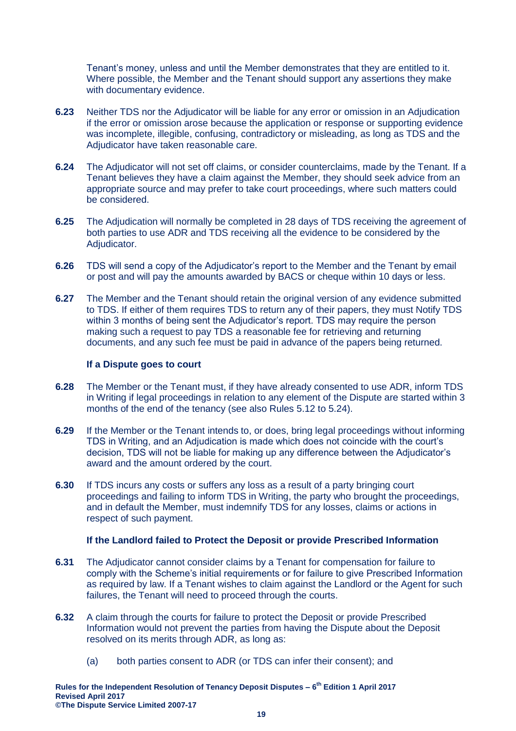Tenant's money, unless and until the Member demonstrates that they are entitled to it. Where possible, the Member and the Tenant should support any assertions they make with documentary evidence.

**6.23** Neither TDS nor the Adjudicator will be liable for any error or omission in an Adjudication if the error or omission arose because the application or response or supporting evidence was incomplete, illegible, confusing, contradictory or misleading, as long as TDS and the Adjudicator have taken reasonable care.

**6.24** The Adjudicator will not set off claims, or consider counterclaims, made by the Tenant. If a Tenant believes they have a claim against the Member, they should seek advice from an appropriate source and may prefer to take court proceedings, where such matters could be considered.

**6.25** The Adjudication will normally be completed in 28 days of TDS receiving the agreement of both parties to use ADR and TDS receiving all the evidence to be considered by the Adjudicator.

**6.26** TDS will send a copy of the Adjudicator's report to the Member and the Tenant by email or post and will pay the amounts awarded by BACS or cheque within 10 days or less.

**6.27** The Member and the Tenant should retain the original version of any evidence submitted to TDS. If either of them requires TDS to return any of their papers, they must Notify TDS within 3 months of being sent the Adjudicator's report. TDS may require the person making such a request to pay TDS a reasonable fee for retrieving and returning documents, and any such fee must be paid in advance of the papers being returned.

### If a Dispute goes to court

**6.28** The Member or the Tenant must, if they have already consented to use ADR, inform TDS in Writing if legal proceedings in relation to any element of the Dispute are started within 3 months of the end of the tenancy (see also Rules 5.12 to 5.24).

**6.29** If the Member or the Tenant intends to, or does, bring legal proceedings without informing TDS in Writing, and an Adjudication is made which does not coincide with the court's decision, TDS will not be liable for making up any difference between the Adjudicator's award and the amount ordered by the court.

**6.30** If TDS incurs any costs or suffers any loss as a result of a party bringing court proceedings and failing to inform TDS in Writing, the party who brought the proceedings, and in default the Member, must indemnify TDS for any losses, claims or actions in respect of such payment.

### If the Landlord failed to Protect the Deposit or provide Prescribed Information

**6.31** The Adjudicator cannot consider claims by a Tenant for compensation for failure to comply with the Scheme's initial requirements or for failure to give Prescribed Information as required by law. If a Tenant wishes to claim against the Landlord or the Agent for such failures, the Tenant will need to proceed through the courts.

**6.32** A claim through the courts for failure to protect the Deposit or provide Prescribed Information would not prevent the parties from having the Dispute about the Deposit resolved on its merits through ADR, as long as:

(a) both parties consent to ADR (or TDS can infer their consent); and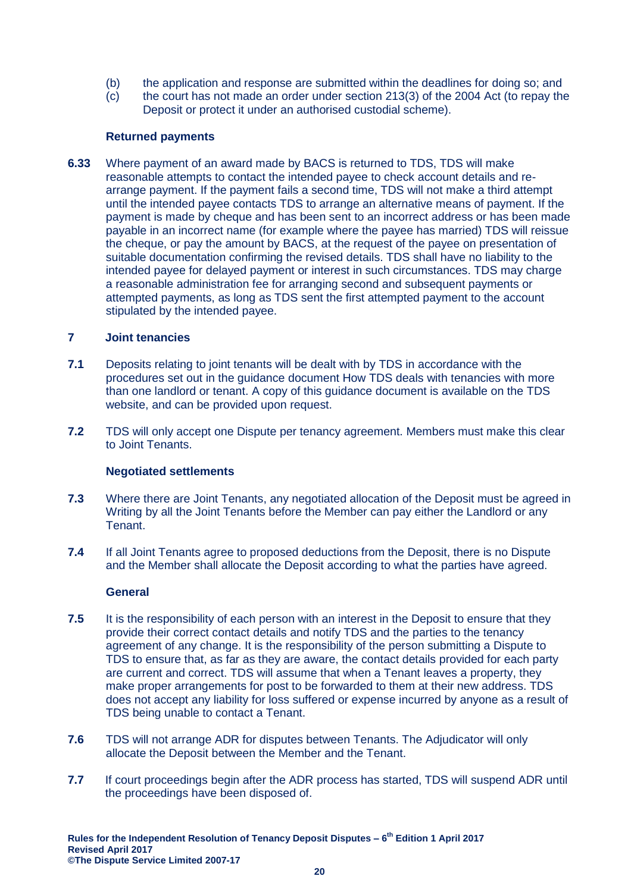(b) the application and response are submitted within the deadlines for doing so; and

(c) the court has not made an order under section 213(3) of the 2004 Act (to repay the Deposit or protect it under an authorised custodial scheme).

**Returned payments**

**6.33** Where payment of an award made by BACS is returned to TDS, TDS will make reasonable attempts to contact the intended payee to check account details and re-arrange payment. If the payment fails a second time, TDS will not make a third attempt until the intended payee contacts TDS to arrange an alternative means of payment. If the payment is made by cheque and has been sent to an incorrect address or has been made payable in an incorrect name (for example where the payee has married) TDS will reissue the cheque, or pay the amount by BACS, at the request of the payee on presentation of suitable documentation confirming the revised details. TDS shall have no liability to the intended payee for delayed payment or interest in such circumstances. TDS may charge a reasonable administration fee for arranging second and subsequent payments or attempted payments, as long as TDS sent the first attempted payment to the account stipulated by the intended payee.

## 7 Joint tenancies

**7.1** Deposits relating to joint tenants will be dealt with by TDS in accordance with the procedures set out in the guidance document How TDS deals with tenancies with more than one landlord or tenant. A copy of this guidance document is available on the TDS website, and can be provided upon request.

**7.2** TDS will only accept one Dispute per tenancy agreement. Members must make this clear to Joint Tenants.

**Negotiated settlements**

**7.3** Where there are Joint Tenants, any negotiated allocation of the Deposit must be agreed in Writing by all the Joint Tenants before the Member can pay either the Landlord or any Tenant.

**7.4** If all Joint Tenants agree to proposed deductions from the Deposit, there is no Dispute and the Member shall allocate the Deposit according to what the parties have agreed.

**General**

**7.5** It is the responsibility of each person with an interest in the Deposit to ensure that they provide their correct contact details and notify TDS and the parties to the tenancy agreement of any change. It is the responsibility of the person submitting a Dispute to TDS to ensure that, as far as they are aware, the contact details provided for each party are current and correct. TDS will assume that when a Tenant leaves a property, they make proper arrangements for post to be forwarded to them at their new address. TDS does not accept any liability for loss suffered or expense incurred by anyone as a result of TDS being unable to contact a Tenant.

**7.6** TDS will not arrange ADR for disputes between Tenants. The Adjudicator will only allocate the Deposit between the Member and the Tenant.

**7.7** If court proceedings begin after the ADR process has started, TDS will suspend ADR until the proceedings have been disposed of.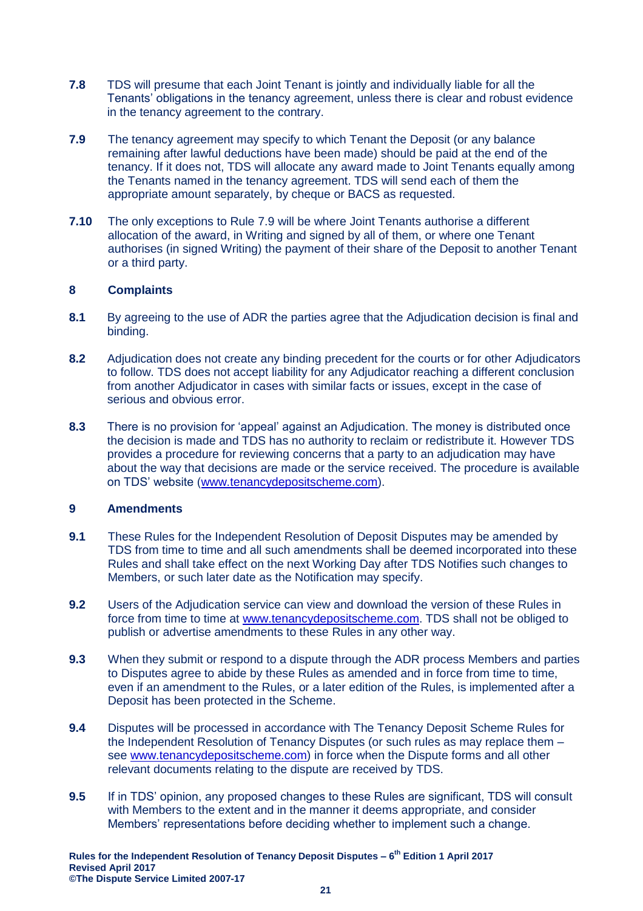**7.8** TDS will presume that each Joint Tenant is jointly and individually liable for all the Tenants' obligations in the tenancy agreement, unless there is clear and robust evidence in the tenancy agreement to the contrary.

**7.9** The tenancy agreement may specify to which Tenant the Deposit (or any balance remaining after lawful deductions have been made) should be paid at the end of the tenancy. If it does not, TDS will allocate any award made to Joint Tenants equally among the Tenants named in the tenancy agreement. TDS will send each of them the appropriate amount separately, by cheque or BACS as requested.

**7.10** The only exceptions to Rule 7.9 will be where Joint Tenants authorise a different allocation of the award, in Writing and signed by all of them, or where one Tenant authorises (in signed Writing) the payment of their share of the Deposit to another Tenant or a third party.

## 8 Complaints

**8.1** By agreeing to the use of ADR the parties agree that the Adjudication decision is final and binding.

**8.2** Adjudication does not create any binding precedent for the courts or for other Adjudicators to follow. TDS does not accept liability for any Adjudicator reaching a different conclusion from another Adjudicator in cases with similar facts or issues, except in the case of serious and obvious error.

**8.3** There is no provision for 'appeal' against an Adjudication. The money is distributed once the decision is made and TDS has no authority to reclaim or redistribute it. However TDS provides a procedure for reviewing concerns that a party to an adjudication may have about the way that decisions are made or the service received. The procedure is available on TDS' website (www.tenancydepositscheme.com).

## 9 Amendments

**9.1** These Rules for the Independent Resolution of Deposit Disputes may be amended by TDS from time to time and all such amendments shall be deemed incorporated into these Rules and shall take effect on the next Working Day after TDS Notifies such changes to Members, or such later date as the Notification may specify.

**9.2** Users of the Adjudication service can view and download the version of these Rules in force from time to time at www.tenancydepositscheme.com. TDS shall not be obliged to publish or advertise amendments to these Rules in any other way.

**9.3** When they submit or respond to a dispute through the ADR process Members and parties to Disputes agree to abide by these Rules as amended and in force from time to time, even if an amendment to the Rules, or a later edition of the Rules, is implemented after a Deposit has been protected in the Scheme.

**9.4** Disputes will be processed in accordance with The Tenancy Deposit Scheme Rules for the Independent Resolution of Tenancy Disputes (or such rules as may replace them – see www.tenancydepositscheme.com) in force when the Dispute forms and all other relevant documents relating to the dispute are received by TDS.

**9.5** If in TDS' opinion, any proposed changes to these Rules are significant, TDS will consult with Members to the extent and in the manner it deems appropriate, and consider Members' representations before deciding whether to implement such a change.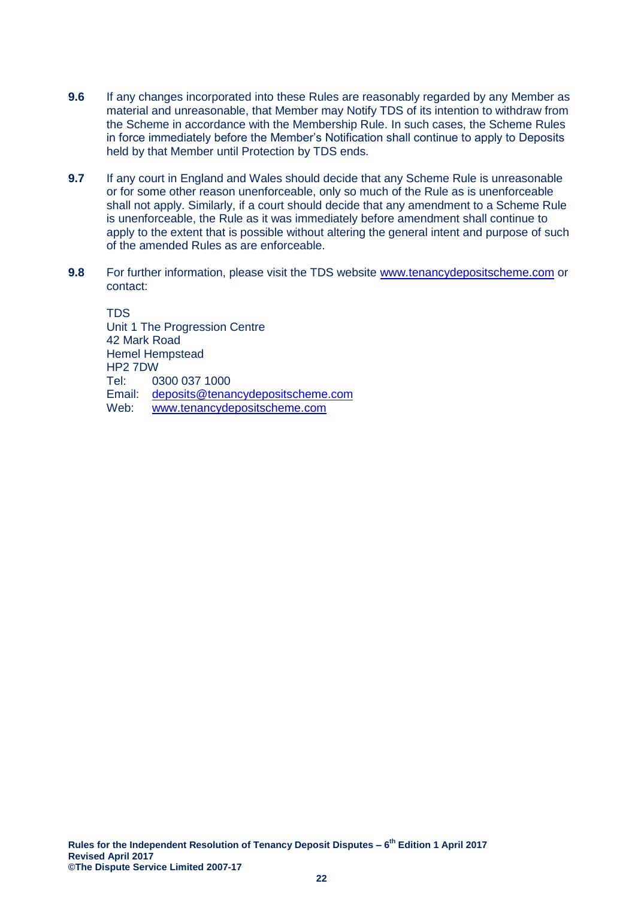**9.6** If any changes incorporated into these Rules are reasonably regarded by any Member as material and unreasonable, that Member may Notify TDS of its intention to withdraw from the Scheme in accordance with the Membership Rule. In such cases, the Scheme Rules in force immediately before the Member's Notification shall continue to apply to Deposits held by that Member until Protection by TDS ends.

**9.7** If any court in England and Wales should decide that any Scheme Rule is unreasonable or for some other reason unenforceable, only so much of the Rule as is unenforceable shall not apply. Similarly, if a court should decide that any amendment to a Scheme Rule is unenforceable, the Rule as it was immediately before amendment shall continue to apply to the extent that is possible without altering the general intent and purpose of such of the amended Rules as are enforceable.

**9.8** For further information, please visit the TDS website www.tenancydepositscheme.com or contact:

TDS
Unit 1 The Progression Centre
42 Mark Road
Hemel Hempstead
HP2 7DW
Tel: 0300 037 1000
Email: deposits@tenancydepositscheme.com
Web: www.tenancydepositscheme.com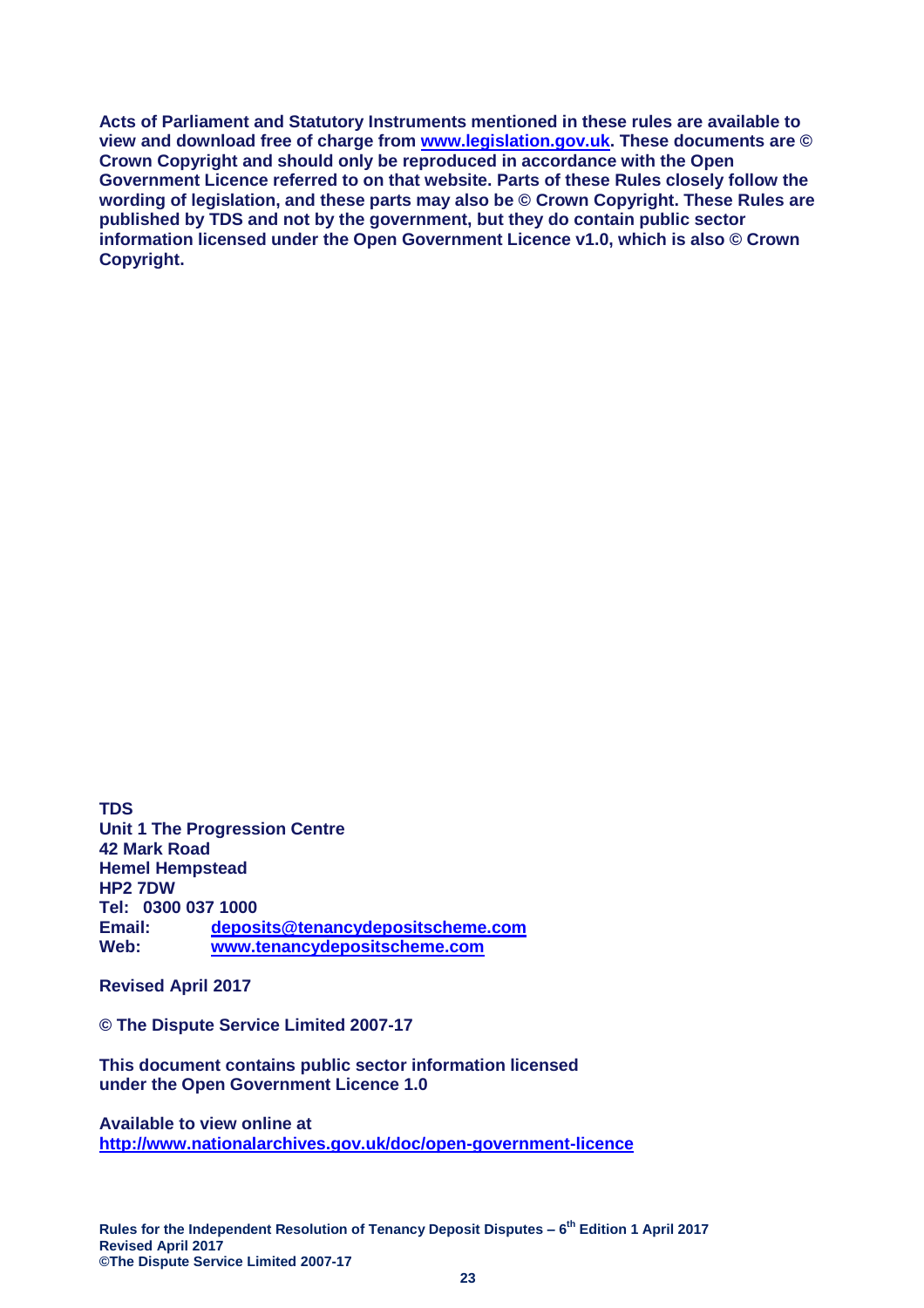**Acts of Parliament and Statutory Instruments mentioned in these rules are available to view and download free of charge from www.legislation.gov.uk. These documents are © Crown Copyright and should only be reproduced in accordance with the Open Government Licence referred to on that website. Parts of these Rules closely follow the wording of legislation, and these parts may also be © Crown Copyright. These Rules are published by TDS and not by the government, but they do contain public sector information licensed under the Open Government Licence v1.0, which is also © Crown Copyright.**

**TDS**
**Unit 1 The Progression Centre**
**42 Mark Road**
**Hemel Hempstead**
**HP2 7DW**
**Tel: 0300 037 1000**
**Email: deposits@tenancydepositscheme.com**
**Web: www.tenancydepositscheme.com**

**Revised April 2017**

**© The Dispute Service Limited 2007-17**

**This document contains public sector information licensed under the Open Government Licence 1.0**

**Available to view online at**
**http://www.nationalarchives.gov.uk/doc/open-government-licence**